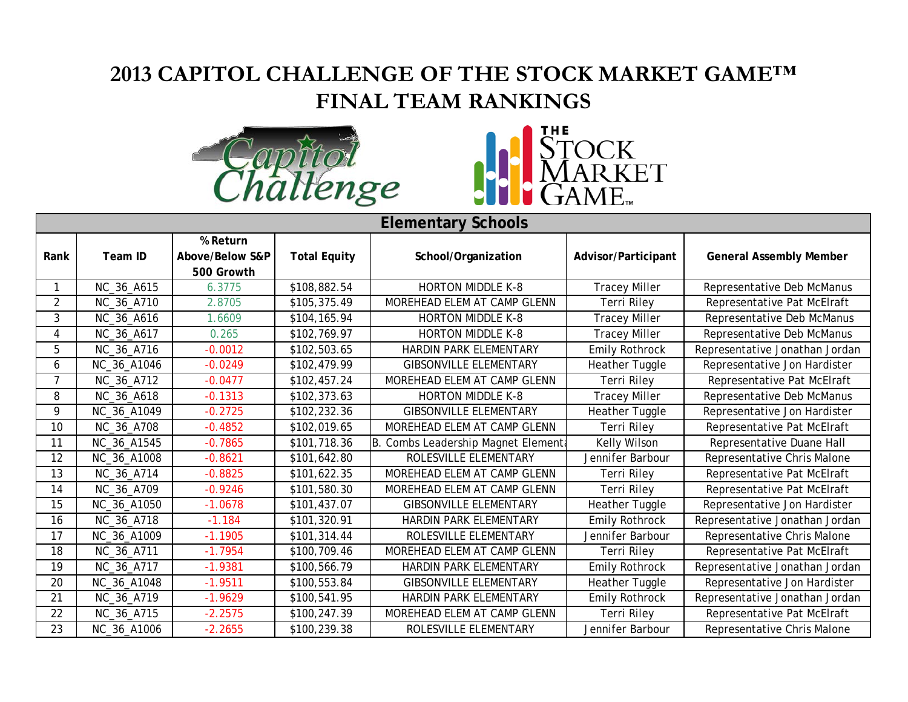# 2013 CAPITOL CHALLENGE OF THE STOCK MARKET GAME™
# FINAL TEAM RANKINGS

## Elementary Schools

| Rank | Team ID | % Return Above/Below S&P 500 Growth | Total Equity | School/Organization | Advisor/Participant | General Assembly Member |
|---|---|---|---|---|---|---|
| 1 | NC_36_A615 | 6.3775 | $108,882.54 | HORTON MIDDLE K-8 | Tracey Miller | Representative Deb McManus |
| 2 | NC_36_A710 | 2.8705 | $105,375.49 | MOREHEAD ELEM AT CAMP GLENN | Terri Riley | Representative Pat McElraft |
| 3 | NC_36_A616 | 1.6609 | $104,165.94 | HORTON MIDDLE K-8 | Tracey Miller | Representative Deb McManus |
| 4 | NC_36_A617 | 0.265 | $102,769.97 | HORTON MIDDLE K-8 | Tracey Miller | Representative Deb McManus |
| 5 | NC_36_A716 | -0.0012 | $102,503.65 | HARDIN PARK ELEMENTARY | Emily Rothrock | Representative Jonathan Jordan |
| 6 | NC_36_A1046 | -0.0249 | $102,479.99 | GIBSONVILLE ELEMENTARY | Heather Tuggle | Representative Jon Hardister |
| 7 | NC_36_A712 | -0.0477 | $102,457.24 | MOREHEAD ELEM AT CAMP GLENN | Terri Riley | Representative Pat McElraft |
| 8 | NC_36_A618 | -0.1313 | $102,373.63 | HORTON MIDDLE K-8 | Tracey Miller | Representative Deb McManus |
| 9 | NC_36_A1049 | -0.2725 | $102,232.36 | GIBSONVILLE ELEMENTARY | Heather Tuggle | Representative Jon Hardister |
| 10 | NC_36_A708 | -0.4852 | $102,019.65 | MOREHEAD ELEM AT CAMP GLENN | Terri Riley | Representative Pat McElraft |
| 11 | NC_36_A1545 | -0.7865 | $101,718.36 | B. Combs Leadership Magnet Element | Kelly Wilson | Representative Duane Hall |
| 12 | NC_36_A1008 | -0.8621 | $101,642.80 | ROLESVILLE ELEMENTARY | Jennifer Barbour | Representative Chris Malone |
| 13 | NC_36_A714 | -0.8825 | $101,622.35 | MOREHEAD ELEM AT CAMP GLENN | Terri Riley | Representative Pat McElraft |
| 14 | NC_36_A709 | -0.9246 | $101,580.30 | MOREHEAD ELEM AT CAMP GLENN | Terri Riley | Representative Pat McElraft |
| 15 | NC_36_A1050 | -1.0678 | $101,437.07 | GIBSONVILLE ELEMENTARY | Heather Tuggle | Representative Jon Hardister |
| 16 | NC_36_A718 | -1.184 | $101,320.91 | HARDIN PARK ELEMENTARY | Emily Rothrock | Representative Jonathan Jordan |
| 17 | NC_36_A1009 | -1.1905 | $101,314.44 | ROLESVILLE ELEMENTARY | Jennifer Barbour | Representative Chris Malone |
| 18 | NC_36_A711 | -1.7954 | $100,709.46 | MOREHEAD ELEM AT CAMP GLENN | Terri Riley | Representative Pat McElraft |
| 19 | NC_36_A717 | -1.9381 | $100,566.79 | HARDIN PARK ELEMENTARY | Emily Rothrock | Representative Jonathan Jordan |
| 20 | NC_36_A1048 | -1.9511 | $100,553.84 | GIBSONVILLE ELEMENTARY | Heather Tuggle | Representative Jon Hardister |
| 21 | NC_36_A719 | -1.9629 | $100,541.95 | HARDIN PARK ELEMENTARY | Emily Rothrock | Representative Jonathan Jordan |
| 22 | NC_36_A715 | -2.2575 | $100,247.39 | MOREHEAD ELEM AT CAMP GLENN | Terri Riley | Representative Pat McElraft |
| 23 | NC_36_A1006 | -2.2655 | $100,239.38 | ROLESVILLE ELEMENTARY | Jennifer Barbour | Representative Chris Malone |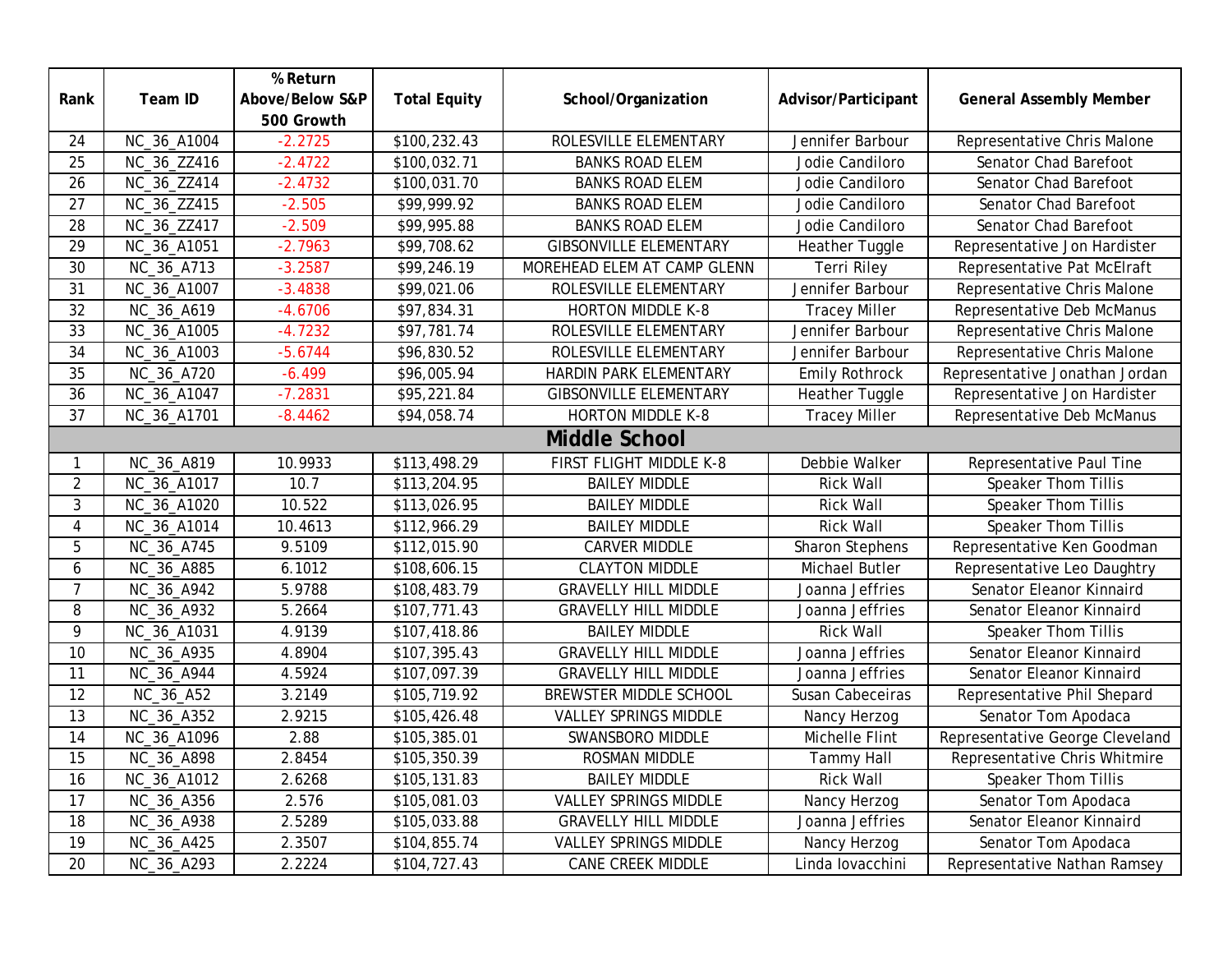| Rank | Team ID | % Return Above/Below S&P 500 Growth | Total Equity | School/Organization | Advisor/Participant | General Assembly Member |
|---|---|---|---|---|---|---|
| 24 | NC_36_A1004 | -2.2725 | $100,232.43 | ROLESVILLE ELEMENTARY | Jennifer Barbour | Representative Chris Malone |
| 25 | NC_36_ZZ416 | -2.4722 | $100,032.71 | BANKS ROAD ELEM | Jodie Candiloro | Senator Chad Barefoot |
| 26 | NC_36_ZZ414 | -2.4732 | $100,031.70 | BANKS ROAD ELEM | Jodie Candiloro | Senator Chad Barefoot |
| 27 | NC_36_ZZ415 | -2.505 | $99,999.92 | BANKS ROAD ELEM | Jodie Candiloro | Senator Chad Barefoot |
| 28 | NC_36_ZZ417 | -2.509 | $99,995.88 | BANKS ROAD ELEM | Jodie Candiloro | Senator Chad Barefoot |
| 29 | NC_36_A1051 | -2.7963 | $99,708.62 | GIBSONVILLE ELEMENTARY | Heather Tuggle | Representative Jon Hardister |
| 30 | NC_36_A713 | -3.2587 | $99,246.19 | MOREHEAD ELEM AT CAMP GLENN | Terri Riley | Representative Pat McElraft |
| 31 | NC_36_A1007 | -3.4838 | $99,021.06 | ROLESVILLE ELEMENTARY | Jennifer Barbour | Representative Chris Malone |
| 32 | NC_36_A619 | -4.6706 | $97,834.31 | HORTON MIDDLE K-8 | Tracey Miller | Representative Deb McManus |
| 33 | NC_36_A1005 | -4.7232 | $97,781.74 | ROLESVILLE ELEMENTARY | Jennifer Barbour | Representative Chris Malone |
| 34 | NC_36_A1003 | -5.6744 | $96,830.52 | ROLESVILLE ELEMENTARY | Jennifer Barbour | Representative Chris Malone |
| 35 | NC_36_A720 | -6.499 | $96,005.94 | HARDIN PARK ELEMENTARY | Emily Rothrock | Representative Jonathan Jordan |
| 36 | NC_36_A1047 | -7.2831 | $95,221.84 | GIBSONVILLE ELEMENTARY | Heather Tuggle | Representative Jon Hardister |
| 37 | NC_36_A1701 | -8.4462 | $94,058.74 | HORTON MIDDLE K-8 | Tracey Miller | Representative Deb McManus |
| **Middle School** | | | | | | |
| 1 | NC_36_A819 | 10.9933 | $113,498.29 | FIRST FLIGHT MIDDLE K-8 | Debbie Walker | Representative Paul Tine |
| 2 | NC_36_A1017 | 10.7 | $113,204.95 | BAILEY MIDDLE | Rick Wall | Speaker Thom Tillis |
| 3 | NC_36_A1020 | 10.522 | $113,026.95 | BAILEY MIDDLE | Rick Wall | Speaker Thom Tillis |
| 4 | NC_36_A1014 | 10.4613 | $112,966.29 | BAILEY MIDDLE | Rick Wall | Speaker Thom Tillis |
| 5 | NC_36_A745 | 9.5109 | $112,015.90 | CARVER MIDDLE | Sharon Stephens | Representative Ken Goodman |
| 6 | NC_36_A885 | 6.1012 | $108,606.15 | CLAYTON MIDDLE | Michael Butler | Representative Leo Daughtry |
| 7 | NC_36_A942 | 5.9788 | $108,483.79 | GRAVELLY HILL MIDDLE | Joanna Jeffries | Senator Eleanor Kinnaird |
| 8 | NC_36_A932 | 5.2664 | $107,771.43 | GRAVELLY HILL MIDDLE | Joanna Jeffries | Senator Eleanor Kinnaird |
| 9 | NC_36_A1031 | 4.9139 | $107,418.86 | BAILEY MIDDLE | Rick Wall | Speaker Thom Tillis |
| 10 | NC_36_A935 | 4.8904 | $107,395.43 | GRAVELLY HILL MIDDLE | Joanna Jeffries | Senator Eleanor Kinnaird |
| 11 | NC_36_A944 | 4.5924 | $107,097.39 | GRAVELLY HILL MIDDLE | Joanna Jeffries | Senator Eleanor Kinnaird |
| 12 | NC_36_A52 | 3.2149 | $105,719.92 | BREWSTER MIDDLE SCHOOL | Susan Cabeceiras | Representative Phil Shepard |
| 13 | NC_36_A352 | 2.9215 | $105,426.48 | VALLEY SPRINGS MIDDLE | Nancy Herzog | Senator Tom Apodaca |
| 14 | NC_36_A1096 | 2.88 | $105,385.01 | SWANSBORO MIDDLE | Michelle Flint | Representative George Cleveland |
| 15 | NC_36_A898 | 2.8454 | $105,350.39 | ROSMAN MIDDLE | Tammy Hall | Representative Chris Whitmire |
| 16 | NC_36_A1012 | 2.6268 | $105,131.83 | BAILEY MIDDLE | Rick Wall | Speaker Thom Tillis |
| 17 | NC_36_A356 | 2.576 | $105,081.03 | VALLEY SPRINGS MIDDLE | Nancy Herzog | Senator Tom Apodaca |
| 18 | NC_36_A938 | 2.5289 | $105,033.88 | GRAVELLY HILL MIDDLE | Joanna Jeffries | Senator Eleanor Kinnaird |
| 19 | NC_36_A425 | 2.3507 | $104,855.74 | VALLEY SPRINGS MIDDLE | Nancy Herzog | Senator Tom Apodaca |
| 20 | NC_36_A293 | 2.2224 | $104,727.43 | CANE CREEK MIDDLE | Linda Iovacchini | Representative Nathan Ramsey |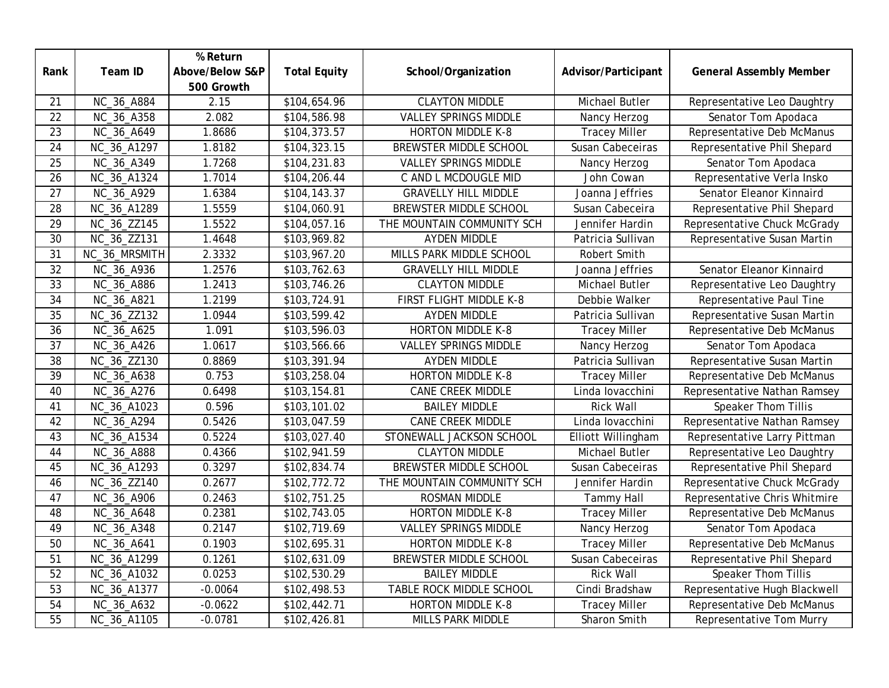| Rank | Team ID | % Return Above/Below S&P 500 Growth | Total Equity | School/Organization | Advisor/Participant | General Assembly Member |
|---|---|---|---|---|---|---|
| 21 | NC_36_A884 | 2.15 | $104,654.96 | CLAYTON MIDDLE | Michael Butler | Representative Leo Daughtry |
| 22 | NC_36_A358 | 2.082 | $104,586.98 | VALLEY SPRINGS MIDDLE | Nancy Herzog | Senator Tom Apodaca |
| 23 | NC_36_A649 | 1.8686 | $104,373.57 | HORTON MIDDLE K-8 | Tracey Miller | Representative Deb McManus |
| 24 | NC_36_A1297 | 1.8182 | $104,323.15 | BREWSTER MIDDLE SCHOOL | Susan Cabeceiras | Representative Phil Shepard |
| 25 | NC_36_A349 | 1.7268 | $104,231.83 | VALLEY SPRINGS MIDDLE | Nancy Herzog | Senator Tom Apodaca |
| 26 | NC_36_A1324 | 1.7014 | $104,206.44 | C AND L MCDOUGLE MID | John Cowan | Representative Verla Insko |
| 27 | NC_36_A929 | 1.6384 | $104,143.37 | GRAVELLY HILL MIDDLE | Joanna Jeffries | Senator Eleanor Kinnaird |
| 28 | NC_36_A1289 | 1.5559 | $104,060.91 | BREWSTER MIDDLE SCHOOL | Susan Cabeceira | Representative Phil Shepard |
| 29 | NC_36_ZZ145 | 1.5522 | $104,057.16 | THE MOUNTAIN COMMUNITY SCH | Jennifer Hardin | Representative Chuck McGrady |
| 30 | NC_36_ZZ131 | 1.4648 | $103,969.82 | AYDEN MIDDLE | Patricia Sullivan | Representative Susan Martin |
| 31 | NC_36_MRSMITH | 2.3332 | $103,967.20 | MILLS PARK MIDDLE SCHOOL | Robert Smith | |
| 32 | NC_36_A936 | 1.2576 | $103,762.63 | GRAVELLY HILL MIDDLE | Joanna Jeffries | Senator Eleanor Kinnaird |
| 33 | NC_36_A886 | 1.2413 | $103,746.26 | CLAYTON MIDDLE | Michael Butler | Representative Leo Daughtry |
| 34 | NC_36_A821 | 1.2199 | $103,724.91 | FIRST FLIGHT MIDDLE K-8 | Debbie Walker | Representative Paul Tine |
| 35 | NC_36_ZZ132 | 1.0944 | $103,599.42 | AYDEN MIDDLE | Patricia Sullivan | Representative Susan Martin |
| 36 | NC_36_A625 | 1.091 | $103,596.03 | HORTON MIDDLE K-8 | Tracey Miller | Representative Deb McManus |
| 37 | NC_36_A426 | 1.0617 | $103,566.66 | VALLEY SPRINGS MIDDLE | Nancy Herzog | Senator Tom Apodaca |
| 38 | NC_36_ZZ130 | 0.8869 | $103,391.94 | AYDEN MIDDLE | Patricia Sullivan | Representative Susan Martin |
| 39 | NC_36_A638 | 0.753 | $103,258.04 | HORTON MIDDLE K-8 | Tracey Miller | Representative Deb McManus |
| 40 | NC_36_A276 | 0.6498 | $103,154.81 | CANE CREEK MIDDLE | Linda Iovacchini | Representative Nathan Ramsey |
| 41 | NC_36_A1023 | 0.596 | $103,101.02 | BAILEY MIDDLE | Rick Wall | Speaker Thom Tillis |
| 42 | NC_36_A294 | 0.5426 | $103,047.59 | CANE CREEK MIDDLE | Linda Iovacchini | Representative Nathan Ramsey |
| 43 | NC_36_A1534 | 0.5224 | $103,027.40 | STONEWALL JACKSON SCHOOL | Elliott Willingham | Representative Larry Pittman |
| 44 | NC_36_A888 | 0.4366 | $102,941.59 | CLAYTON MIDDLE | Michael Butler | Representative Leo Daughtry |
| 45 | NC_36_A1293 | 0.3297 | $102,834.74 | BREWSTER MIDDLE SCHOOL | Susan Cabeceiras | Representative Phil Shepard |
| 46 | NC_36_ZZ140 | 0.2677 | $102,772.72 | THE MOUNTAIN COMMUNITY SCH | Jennifer Hardin | Representative Chuck McGrady |
| 47 | NC_36_A906 | 0.2463 | $102,751.25 | ROSMAN MIDDLE | Tammy Hall | Representative Chris Whitmire |
| 48 | NC_36_A648 | 0.2381 | $102,743.05 | HORTON MIDDLE K-8 | Tracey Miller | Representative Deb McManus |
| 49 | NC_36_A348 | 0.2147 | $102,719.69 | VALLEY SPRINGS MIDDLE | Nancy Herzog | Senator Tom Apodaca |
| 50 | NC_36_A641 | 0.1903 | $102,695.31 | HORTON MIDDLE K-8 | Tracey Miller | Representative Deb McManus |
| 51 | NC_36_A1299 | 0.1261 | $102,631.09 | BREWSTER MIDDLE SCHOOL | Susan Cabeceiras | Representative Phil Shepard |
| 52 | NC_36_A1032 | 0.0253 | $102,530.29 | BAILEY MIDDLE | Rick Wall | Speaker Thom Tillis |
| 53 | NC_36_A1377 | -0.0064 | $102,498.53 | TABLE ROCK MIDDLE SCHOOL | Cindi Bradshaw | Representative Hugh Blackwell |
| 54 | NC_36_A632 | -0.0622 | $102,442.71 | HORTON MIDDLE K-8 | Tracey Miller | Representative Deb McManus |
| 55 | NC_36_A1105 | -0.0781 | $102,426.81 | MILLS PARK MIDDLE | Sharon Smith | Representative Tom Murry |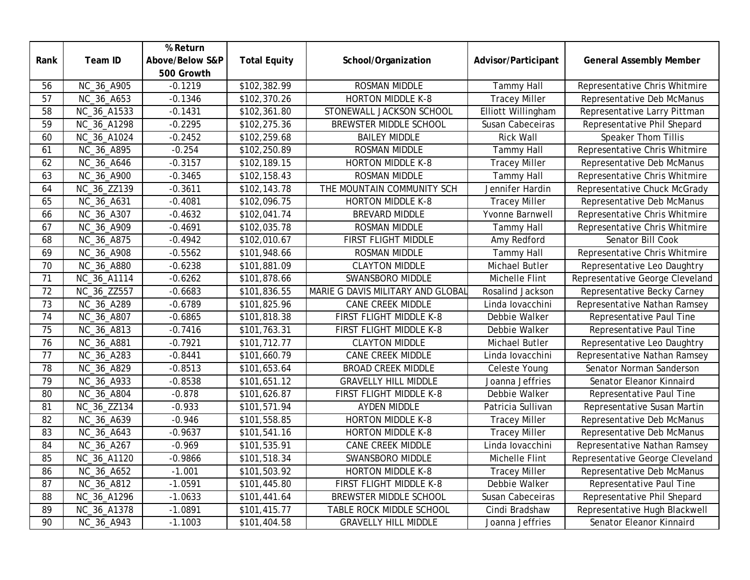| Rank | Team ID | % Return Above/Below S&P 500 Growth | Total Equity | School/Organization | Advisor/Participant | General Assembly Member |
|---|---|---|---|---|---|---|
| 56 | NC_36_A905 | -0.1219 | $102,382.99 | ROSMAN MIDDLE | Tammy Hall | Representative Chris Whitmire |
| 57 | NC_36_A653 | -0.1346 | $102,370.26 | HORTON MIDDLE K-8 | Tracey Miller | Representative Deb McManus |
| 58 | NC_36_A1533 | -0.1431 | $102,361.80 | STONEWALL JACKSON SCHOOL | Elliott Willingham | Representative Larry Pittman |
| 59 | NC_36_A1298 | -0.2295 | $102,275.36 | BREWSTER MIDDLE SCHOOL | Susan Cabeceiras | Representative Phil Shepard |
| 60 | NC_36_A1024 | -0.2452 | $102,259.68 | BAILEY MIDDLE | Rick Wall | Speaker Thom Tillis |
| 61 | NC_36_A895 | -0.254 | $102,250.89 | ROSMAN MIDDLE | Tammy Hall | Representative Chris Whitmire |
| 62 | NC_36_A646 | -0.3157 | $102,189.15 | HORTON MIDDLE K-8 | Tracey Miller | Representative Deb McManus |
| 63 | NC_36_A900 | -0.3465 | $102,158.43 | ROSMAN MIDDLE | Tammy Hall | Representative Chris Whitmire |
| 64 | NC_36_ZZ139 | -0.3611 | $102,143.78 | THE MOUNTAIN COMMUNITY SCH | Jennifer Hardin | Representative Chuck McGrady |
| 65 | NC_36_A631 | -0.4081 | $102,096.75 | HORTON MIDDLE K-8 | Tracey Miller | Representative Deb McManus |
| 66 | NC_36_A307 | -0.4632 | $102,041.74 | BREVARD MIDDLE | Yvonne Barnwell | Representative Chris Whitmire |
| 67 | NC_36_A909 | -0.4691 | $102,035.78 | ROSMAN MIDDLE | Tammy Hall | Representative Chris Whitmire |
| 68 | NC_36_A875 | -0.4942 | $102,010.67 | FIRST FLIGHT MIDDLE | Amy Redford | Senator Bill Cook |
| 69 | NC_36_A908 | -0.5562 | $101,948.66 | ROSMAN MIDDLE | Tammy Hall | Representative Chris Whitmire |
| 70 | NC_36_A880 | -0.6238 | $101,881.09 | CLAYTON MIDDLE | Michael Butler | Representative Leo Daughtry |
| 71 | NC_36_A1114 | -0.6262 | $101,878.66 | SWANSBORO MIDDLE | Michelle Flint | Representative George Cleveland |
| 72 | NC_36_ZZ557 | -0.6683 | $101,836.55 | MARIE G DAVIS MILITARY AND GLOBAL | Rosalind Jackson | Representative Becky Carney |
| 73 | NC_36_A289 | -0.6789 | $101,825.96 | CANE CREEK MIDDLE | Linda Iovacchini | Representative Nathan Ramsey |
| 74 | NC_36_A807 | -0.6865 | $101,818.38 | FIRST FLIGHT MIDDLE K-8 | Debbie Walker | Representative Paul Tine |
| 75 | NC_36_A813 | -0.7416 | $101,763.31 | FIRST FLIGHT MIDDLE K-8 | Debbie Walker | Representative Paul Tine |
| 76 | NC_36_A881 | -0.7921 | $101,712.77 | CLAYTON MIDDLE | Michael Butler | Representative Leo Daughtry |
| 77 | NC_36_A283 | -0.8441 | $101,660.79 | CANE CREEK MIDDLE | Linda Iovacchini | Representative Nathan Ramsey |
| 78 | NC_36_A829 | -0.8513 | $101,653.64 | BROAD CREEK MIDDLE | Celeste Young | Senator Norman Sanderson |
| 79 | NC_36_A933 | -0.8538 | $101,651.12 | GRAVELLY HILL MIDDLE | Joanna Jeffries | Senator Eleanor Kinnaird |
| 80 | NC_36_A804 | -0.878 | $101,626.87 | FIRST FLIGHT MIDDLE K-8 | Debbie Walker | Representative Paul Tine |
| 81 | NC_36_ZZ134 | -0.933 | $101,571.94 | AYDEN MIDDLE | Patricia Sullivan | Representative Susan Martin |
| 82 | NC_36_A639 | -0.946 | $101,558.85 | HORTON MIDDLE K-8 | Tracey Miller | Representative Deb McManus |
| 83 | NC_36_A643 | -0.9637 | $101,541.16 | HORTON MIDDLE K-8 | Tracey Miller | Representative Deb McManus |
| 84 | NC_36_A267 | -0.969 | $101,535.91 | CANE CREEK MIDDLE | Linda Iovacchini | Representative Nathan Ramsey |
| 85 | NC_36_A1120 | -0.9866 | $101,518.34 | SWANSBORO MIDDLE | Michelle Flint | Representative George Cleveland |
| 86 | NC_36_A652 | -1.001 | $101,503.92 | HORTON MIDDLE K-8 | Tracey Miller | Representative Deb McManus |
| 87 | NC_36_A812 | -1.0591 | $101,445.80 | FIRST FLIGHT MIDDLE K-8 | Debbie Walker | Representative Paul Tine |
| 88 | NC_36_A1296 | -1.0633 | $101,441.64 | BREWSTER MIDDLE SCHOOL | Susan Cabeceiras | Representative Phil Shepard |
| 89 | NC_36_A1378 | -1.0891 | $101,415.77 | TABLE ROCK MIDDLE SCHOOL | Cindi Bradshaw | Representative Hugh Blackwell |
| 90 | NC_36_A943 | -1.1003 | $101,404.58 | GRAVELLY HILL MIDDLE | Joanna Jeffries | Senator Eleanor Kinnaird |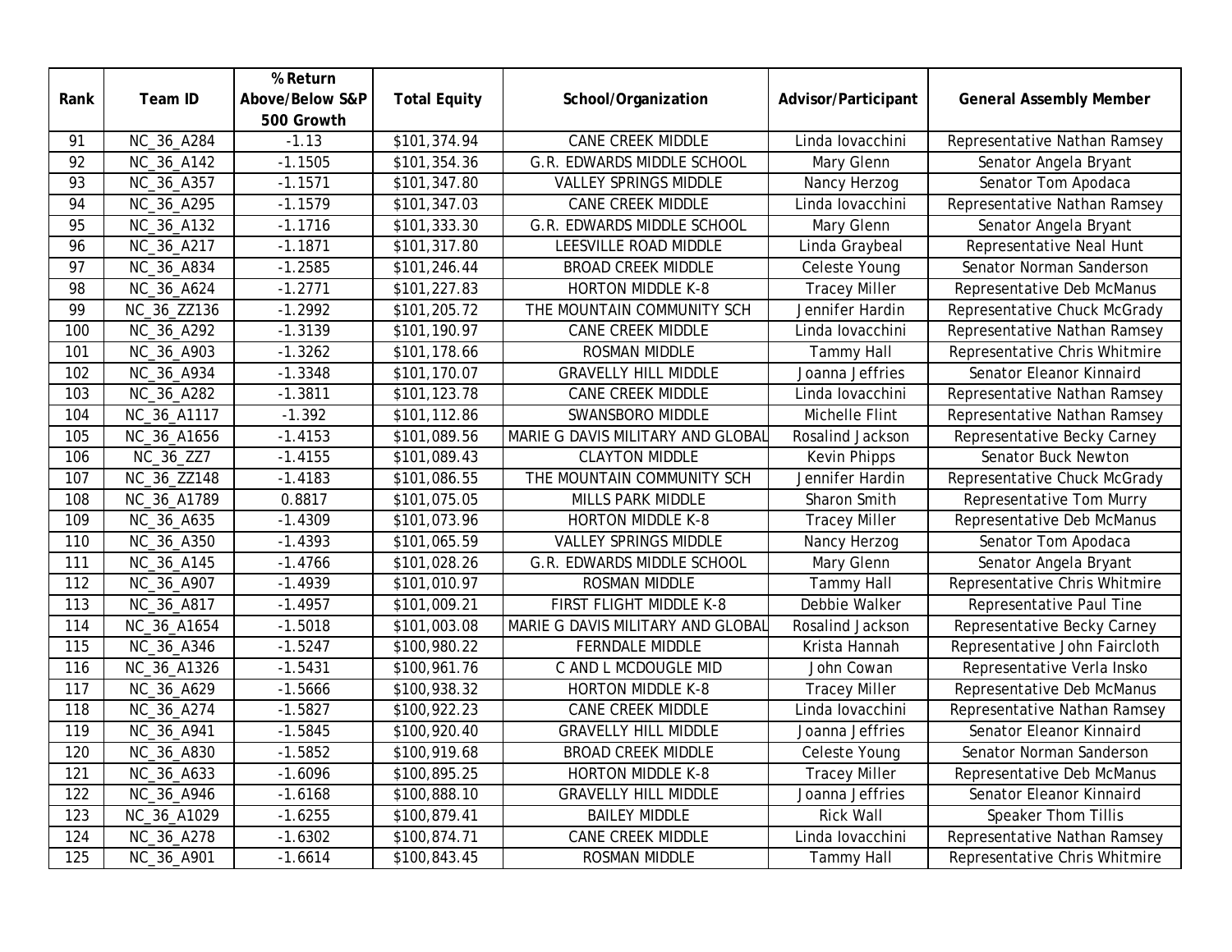| Rank | Team ID | % Return Above/Below S&P 500 Growth | Total Equity | School/Organization | Advisor/Participant | General Assembly Member |
|---|---|---|---|---|---|---|
| 91 | NC_36_A284 | -1.13 | $101,374.94 | CANE CREEK MIDDLE | Linda Iovacchini | Representative Nathan Ramsey |
| 92 | NC_36_A142 | -1.1505 | $101,354.36 | G.R. EDWARDS MIDDLE SCHOOL | Mary Glenn | Senator Angela Bryant |
| 93 | NC_36_A357 | -1.1571 | $101,347.80 | VALLEY SPRINGS MIDDLE | Nancy Herzog | Senator Tom Apodaca |
| 94 | NC_36_A295 | -1.1579 | $101,347.03 | CANE CREEK MIDDLE | Linda Iovacchini | Representative Nathan Ramsey |
| 95 | NC_36_A132 | -1.1716 | $101,333.30 | G.R. EDWARDS MIDDLE SCHOOL | Mary Glenn | Senator Angela Bryant |
| 96 | NC_36_A217 | -1.1871 | $101,317.80 | LEESVILLE ROAD MIDDLE | Linda Graybeal | Representative Neal Hunt |
| 97 | NC_36_A834 | -1.2585 | $101,246.44 | BROAD CREEK MIDDLE | Celeste Young | Senator Norman Sanderson |
| 98 | NC_36_A624 | -1.2771 | $101,227.83 | HORTON MIDDLE K-8 | Tracey Miller | Representative Deb McManus |
| 99 | NC_36_ZZ136 | -1.2992 | $101,205.72 | THE MOUNTAIN COMMUNITY SCH | Jennifer Hardin | Representative Chuck McGrady |
| 100 | NC_36_A292 | -1.3139 | $101,190.97 | CANE CREEK MIDDLE | Linda Iovacchini | Representative Nathan Ramsey |
| 101 | NC_36_A903 | -1.3262 | $101,178.66 | ROSMAN MIDDLE | Tammy Hall | Representative Chris Whitmire |
| 102 | NC_36_A934 | -1.3348 | $101,170.07 | GRAVELLY HILL MIDDLE | Joanna Jeffries | Senator Eleanor Kinnaird |
| 103 | NC_36_A282 | -1.3811 | $101,123.78 | CANE CREEK MIDDLE | Linda Iovacchini | Representative Nathan Ramsey |
| 104 | NC_36_A1117 | -1.392 | $101,112.86 | SWANSBORO MIDDLE | Michelle Flint | Representative Nathan Ramsey |
| 105 | NC_36_A1656 | -1.4153 | $101,089.56 | MARIE G DAVIS MILITARY AND GLOBAL | Rosalind Jackson | Representative Becky Carney |
| 106 | NC_36_ZZ7 | -1.4155 | $101,089.43 | CLAYTON MIDDLE | Kevin Phipps | Senator Buck Newton |
| 107 | NC_36_ZZ148 | -1.4183 | $101,086.55 | THE MOUNTAIN COMMUNITY SCH | Jennifer Hardin | Representative Chuck McGrady |
| 108 | NC_36_A1789 | 0.8817 | $101,075.05 | MILLS PARK MIDDLE | Sharon Smith | Representative Tom Murry |
| 109 | NC_36_A635 | -1.4309 | $101,073.96 | HORTON MIDDLE K-8 | Tracey Miller | Representative Deb McManus |
| 110 | NC_36_A350 | -1.4393 | $101,065.59 | VALLEY SPRINGS MIDDLE | Nancy Herzog | Senator Tom Apodaca |
| 111 | NC_36_A145 | -1.4766 | $101,028.26 | G.R. EDWARDS MIDDLE SCHOOL | Mary Glenn | Senator Angela Bryant |
| 112 | NC_36_A907 | -1.4939 | $101,010.97 | ROSMAN MIDDLE | Tammy Hall | Representative Chris Whitmire |
| 113 | NC_36_A817 | -1.4957 | $101,009.21 | FIRST FLIGHT MIDDLE K-8 | Debbie Walker | Representative Paul Tine |
| 114 | NC_36_A1654 | -1.5018 | $101,003.08 | MARIE G DAVIS MILITARY AND GLOBAL | Rosalind Jackson | Representative Becky Carney |
| 115 | NC_36_A346 | -1.5247 | $100,980.22 | FERNDALE MIDDLE | Krista Hannah | Representative John Faircloth |
| 116 | NC_36_A1326 | -1.5431 | $100,961.76 | C AND L MCDOUGLE MID | John Cowan | Representative Verla Insko |
| 117 | NC_36_A629 | -1.5666 | $100,938.32 | HORTON MIDDLE K-8 | Tracey Miller | Representative Deb McManus |
| 118 | NC_36_A274 | -1.5827 | $100,922.23 | CANE CREEK MIDDLE | Linda Iovacchini | Representative Nathan Ramsey |
| 119 | NC_36_A941 | -1.5845 | $100,920.40 | GRAVELLY HILL MIDDLE | Joanna Jeffries | Senator Eleanor Kinnaird |
| 120 | NC_36_A830 | -1.5852 | $100,919.68 | BROAD CREEK MIDDLE | Celeste Young | Senator Norman Sanderson |
| 121 | NC_36_A633 | -1.6096 | $100,895.25 | HORTON MIDDLE K-8 | Tracey Miller | Representative Deb McManus |
| 122 | NC_36_A946 | -1.6168 | $100,888.10 | GRAVELLY HILL MIDDLE | Joanna Jeffries | Senator Eleanor Kinnaird |
| 123 | NC_36_A1029 | -1.6255 | $100,879.41 | BAILEY MIDDLE | Rick Wall | Speaker Thom Tillis |
| 124 | NC_36_A278 | -1.6302 | $100,874.71 | CANE CREEK MIDDLE | Linda Iovacchini | Representative Nathan Ramsey |
| 125 | NC_36_A901 | -1.6614 | $100,843.45 | ROSMAN MIDDLE | Tammy Hall | Representative Chris Whitmire |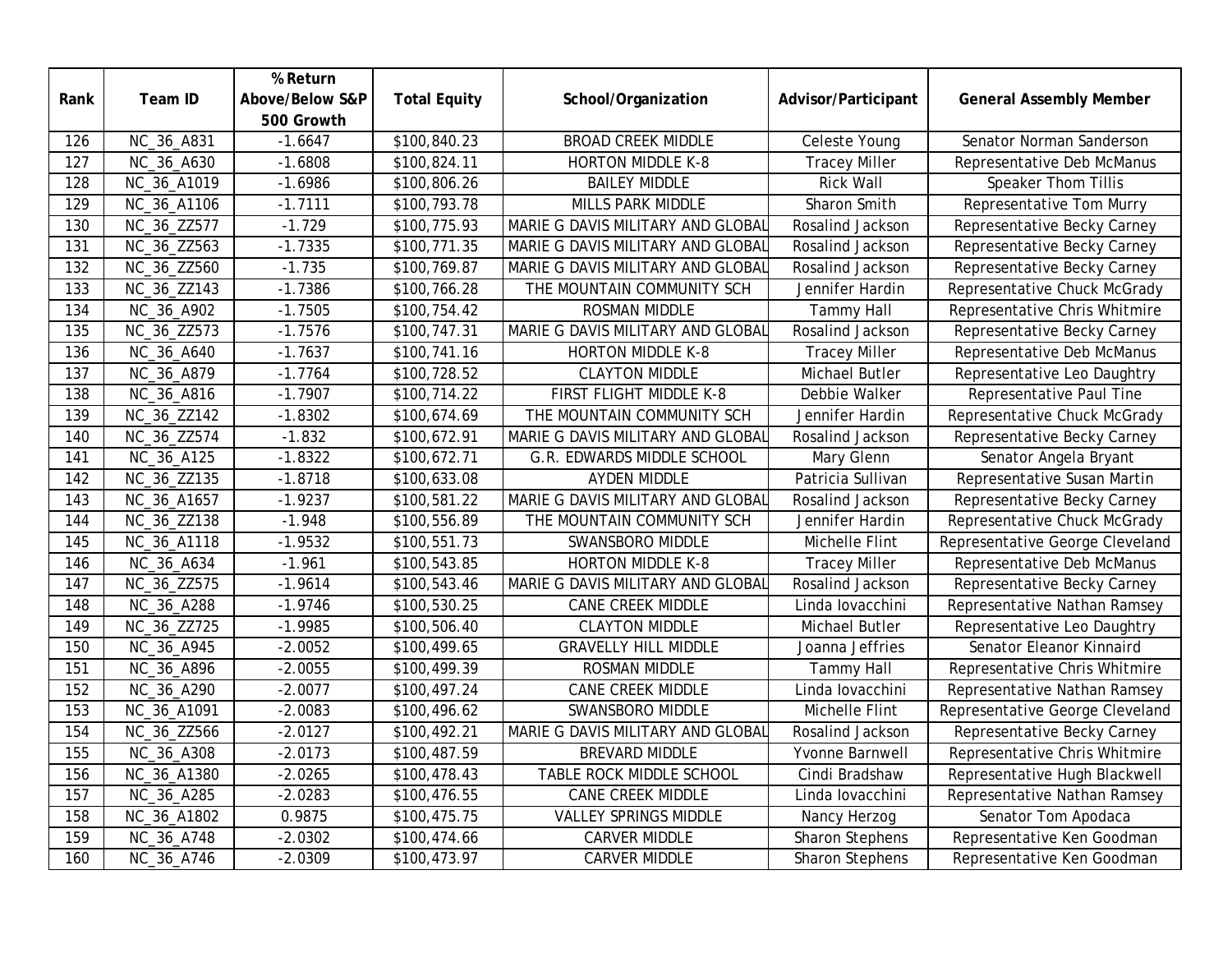| Rank | Team ID | % Return Above/Below S&P 500 Growth | Total Equity | School/Organization | Advisor/Participant | General Assembly Member |
|---|---|---|---|---|---|---|
| 126 | NC_36_A831 | -1.6647 | $100,840.23 | BROAD CREEK MIDDLE | Celeste Young | Senator Norman Sanderson |
| 127 | NC_36_A630 | -1.6808 | $100,824.11 | HORTON MIDDLE K-8 | Tracey Miller | Representative Deb McManus |
| 128 | NC_36_A1019 | -1.6986 | $100,806.26 | BAILEY MIDDLE | Rick Wall | Speaker Thom Tillis |
| 129 | NC_36_A1106 | -1.7111 | $100,793.78 | MILLS PARK MIDDLE | Sharon Smith | Representative Tom Murry |
| 130 | NC_36_ZZ577 | -1.729 | $100,775.93 | MARIE G DAVIS MILITARY AND GLOBAL | Rosalind Jackson | Representative Becky Carney |
| 131 | NC_36_ZZ563 | -1.7335 | $100,771.35 | MARIE G DAVIS MILITARY AND GLOBAL | Rosalind Jackson | Representative Becky Carney |
| 132 | NC_36_ZZ560 | -1.735 | $100,769.87 | MARIE G DAVIS MILITARY AND GLOBAL | Rosalind Jackson | Representative Becky Carney |
| 133 | NC_36_ZZ143 | -1.7386 | $100,766.28 | THE MOUNTAIN COMMUNITY SCH | Jennifer Hardin | Representative Chuck McGrady |
| 134 | NC_36_A902 | -1.7505 | $100,754.42 | ROSMAN MIDDLE | Tammy Hall | Representative Chris Whitmire |
| 135 | NC_36_ZZ573 | -1.7576 | $100,747.31 | MARIE G DAVIS MILITARY AND GLOBAL | Rosalind Jackson | Representative Becky Carney |
| 136 | NC_36_A640 | -1.7637 | $100,741.16 | HORTON MIDDLE K-8 | Tracey Miller | Representative Deb McManus |
| 137 | NC_36_A879 | -1.7764 | $100,728.52 | CLAYTON MIDDLE | Michael Butler | Representative Leo Daughtry |
| 138 | NC_36_A816 | -1.7907 | $100,714.22 | FIRST FLIGHT MIDDLE K-8 | Debbie Walker | Representative Paul Tine |
| 139 | NC_36_ZZ142 | -1.8302 | $100,674.69 | THE MOUNTAIN COMMUNITY SCH | Jennifer Hardin | Representative Chuck McGrady |
| 140 | NC_36_ZZ574 | -1.832 | $100,672.91 | MARIE G DAVIS MILITARY AND GLOBAL | Rosalind Jackson | Representative Becky Carney |
| 141 | NC_36_A125 | -1.8322 | $100,672.71 | G.R. EDWARDS MIDDLE SCHOOL | Mary Glenn | Senator Angela Bryant |
| 142 | NC_36_ZZ135 | -1.8718 | $100,633.08 | AYDEN MIDDLE | Patricia Sullivan | Representative Susan Martin |
| 143 | NC_36_A1657 | -1.9237 | $100,581.22 | MARIE G DAVIS MILITARY AND GLOBAL | Rosalind Jackson | Representative Becky Carney |
| 144 | NC_36_ZZ138 | -1.948 | $100,556.89 | THE MOUNTAIN COMMUNITY SCH | Jennifer Hardin | Representative Chuck McGrady |
| 145 | NC_36_A1118 | -1.9532 | $100,551.73 | SWANSBORO MIDDLE | Michelle Flint | Representative George Cleveland |
| 146 | NC_36_A634 | -1.961 | $100,543.85 | HORTON MIDDLE K-8 | Tracey Miller | Representative Deb McManus |
| 147 | NC_36_ZZ575 | -1.9614 | $100,543.46 | MARIE G DAVIS MILITARY AND GLOBAL | Rosalind Jackson | Representative Becky Carney |
| 148 | NC_36_A288 | -1.9746 | $100,530.25 | CANE CREEK MIDDLE | Linda Iovacchini | Representative Nathan Ramsey |
| 149 | NC_36_ZZ725 | -1.9985 | $100,506.40 | CLAYTON MIDDLE | Michael Butler | Representative Leo Daughtry |
| 150 | NC_36_A945 | -2.0052 | $100,499.65 | GRAVELLY HILL MIDDLE | Joanna Jeffries | Senator Eleanor Kinnaird |
| 151 | NC_36_A896 | -2.0055 | $100,499.39 | ROSMAN MIDDLE | Tammy Hall | Representative Chris Whitmire |
| 152 | NC_36_A290 | -2.0077 | $100,497.24 | CANE CREEK MIDDLE | Linda Iovacchini | Representative Nathan Ramsey |
| 153 | NC_36_A1091 | -2.0083 | $100,496.62 | SWANSBORO MIDDLE | Michelle Flint | Representative George Cleveland |
| 154 | NC_36_ZZ566 | -2.0127 | $100,492.21 | MARIE G DAVIS MILITARY AND GLOBAL | Rosalind Jackson | Representative Becky Carney |
| 155 | NC_36_A308 | -2.0173 | $100,487.59 | BREVARD MIDDLE | Yvonne Barnwell | Representative Chris Whitmire |
| 156 | NC_36_A1380 | -2.0265 | $100,478.43 | TABLE ROCK MIDDLE SCHOOL | Cindi Bradshaw | Representative Hugh Blackwell |
| 157 | NC_36_A285 | -2.0283 | $100,476.55 | CANE CREEK MIDDLE | Linda Iovacchini | Representative Nathan Ramsey |
| 158 | NC_36_A1802 | 0.9875 | $100,475.75 | VALLEY SPRINGS MIDDLE | Nancy Herzog | Senator Tom Apodaca |
| 159 | NC_36_A748 | -2.0302 | $100,474.66 | CARVER MIDDLE | Sharon Stephens | Representative Ken Goodman |
| 160 | NC_36_A746 | -2.0309 | $100,473.97 | CARVER MIDDLE | Sharon Stephens | Representative Ken Goodman |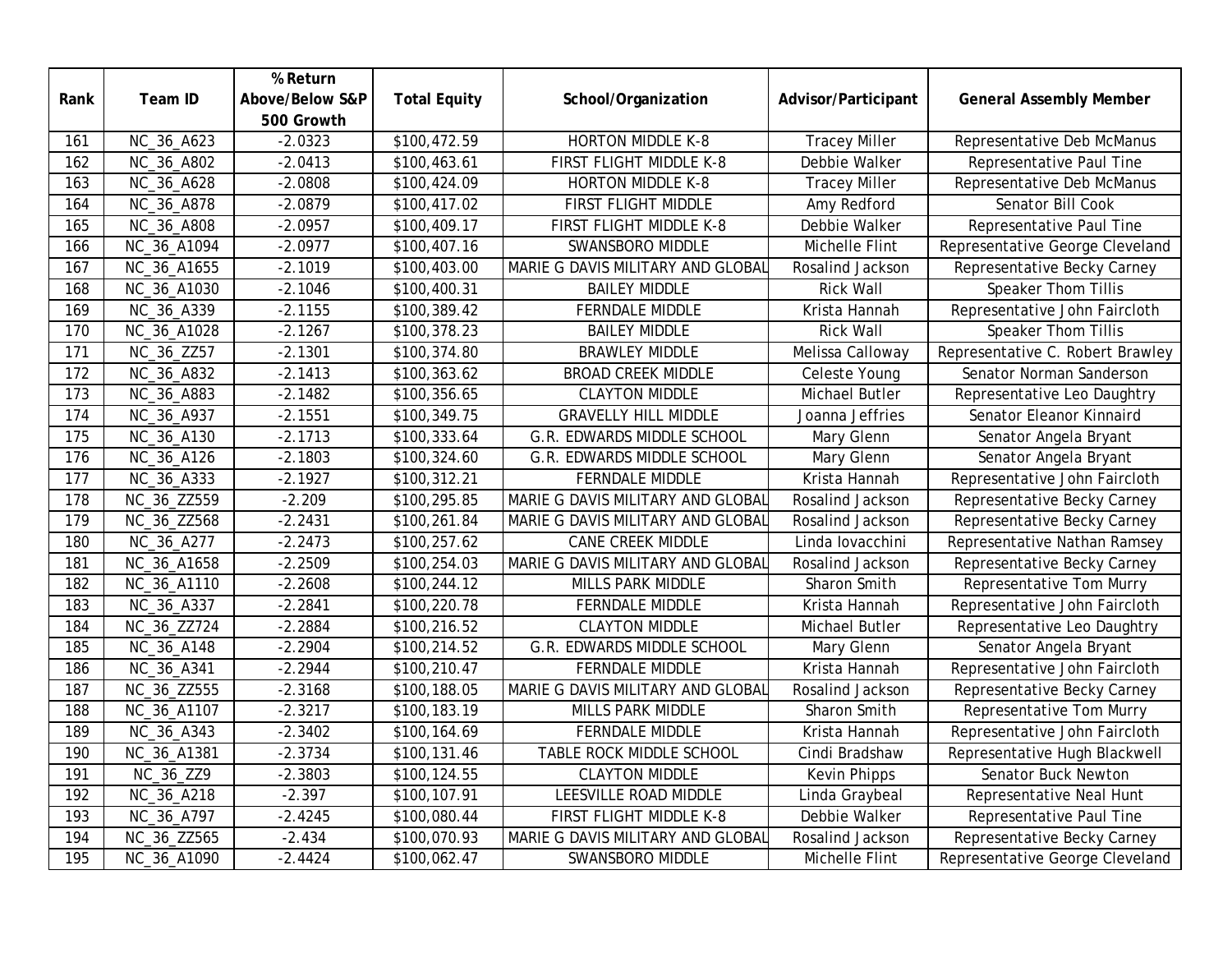| Rank | Team ID | % Return Above/Below S&P 500 Growth | Total Equity | School/Organization | Advisor/Participant | General Assembly Member |
|---|---|---|---|---|---|---|
| 161 | NC_36_A623 | -2.0323 | $100,472.59 | HORTON MIDDLE K-8 | Tracey Miller | Representative Deb McManus |
| 162 | NC_36_A802 | -2.0413 | $100,463.61 | FIRST FLIGHT MIDDLE K-8 | Debbie Walker | Representative Paul Tine |
| 163 | NC_36_A628 | -2.0808 | $100,424.09 | HORTON MIDDLE K-8 | Tracey Miller | Representative Deb McManus |
| 164 | NC_36_A878 | -2.0879 | $100,417.02 | FIRST FLIGHT MIDDLE | Amy Redford | Senator Bill Cook |
| 165 | NC_36_A808 | -2.0957 | $100,409.17 | FIRST FLIGHT MIDDLE K-8 | Debbie Walker | Representative Paul Tine |
| 166 | NC_36_A1094 | -2.0977 | $100,407.16 | SWANSBORO MIDDLE | Michelle Flint | Representative George Cleveland |
| 167 | NC_36_A1655 | -2.1019 | $100,403.00 | MARIE G DAVIS MILITARY AND GLOBAL | Rosalind Jackson | Representative Becky Carney |
| 168 | NC_36_A1030 | -2.1046 | $100,400.31 | BAILEY MIDDLE | Rick Wall | Speaker Thom Tillis |
| 169 | NC_36_A339 | -2.1155 | $100,389.42 | FERNDALE MIDDLE | Krista Hannah | Representative John Faircloth |
| 170 | NC_36_A1028 | -2.1267 | $100,378.23 | BAILEY MIDDLE | Rick Wall | Speaker Thom Tillis |
| 171 | NC_36_ZZ57 | -2.1301 | $100,374.80 | BRAWLEY MIDDLE | Melissa Calloway | Representative C. Robert Brawley |
| 172 | NC_36_A832 | -2.1413 | $100,363.62 | BROAD CREEK MIDDLE | Celeste Young | Senator Norman Sanderson |
| 173 | NC_36_A883 | -2.1482 | $100,356.65 | CLAYTON MIDDLE | Michael Butler | Representative Leo Daughtry |
| 174 | NC_36_A937 | -2.1551 | $100,349.75 | GRAVELLY HILL MIDDLE | Joanna Jeffries | Senator Eleanor Kinnaird |
| 175 | NC_36_A130 | -2.1713 | $100,333.64 | G.R. EDWARDS MIDDLE SCHOOL | Mary Glenn | Senator Angela Bryant |
| 176 | NC_36_A126 | -2.1803 | $100,324.60 | G.R. EDWARDS MIDDLE SCHOOL | Mary Glenn | Senator Angela Bryant |
| 177 | NC_36_A333 | -2.1927 | $100,312.21 | FERNDALE MIDDLE | Krista Hannah | Representative John Faircloth |
| 178 | NC_36_ZZ559 | -2.209 | $100,295.85 | MARIE G DAVIS MILITARY AND GLOBAL | Rosalind Jackson | Representative Becky Carney |
| 179 | NC_36_ZZ568 | -2.2431 | $100,261.84 | MARIE G DAVIS MILITARY AND GLOBAL | Rosalind Jackson | Representative Becky Carney |
| 180 | NC_36_A277 | -2.2473 | $100,257.62 | CANE CREEK MIDDLE | Linda Iovacchini | Representative Nathan Ramsey |
| 181 | NC_36_A1658 | -2.2509 | $100,254.03 | MARIE G DAVIS MILITARY AND GLOBAL | Rosalind Jackson | Representative Becky Carney |
| 182 | NC_36_A1110 | -2.2608 | $100,244.12 | MILLS PARK MIDDLE | Sharon Smith | Representative Tom Murry |
| 183 | NC_36_A337 | -2.2841 | $100,220.78 | FERNDALE MIDDLE | Krista Hannah | Representative John Faircloth |
| 184 | NC_36_ZZ724 | -2.2884 | $100,216.52 | CLAYTON MIDDLE | Michael Butler | Representative Leo Daughtry |
| 185 | NC_36_A148 | -2.2904 | $100,214.52 | G.R. EDWARDS MIDDLE SCHOOL | Mary Glenn | Senator Angela Bryant |
| 186 | NC_36_A341 | -2.2944 | $100,210.47 | FERNDALE MIDDLE | Krista Hannah | Representative John Faircloth |
| 187 | NC_36_ZZ555 | -2.3168 | $100,188.05 | MARIE G DAVIS MILITARY AND GLOBAL | Rosalind Jackson | Representative Becky Carney |
| 188 | NC_36_A1107 | -2.3217 | $100,183.19 | MILLS PARK MIDDLE | Sharon Smith | Representative Tom Murry |
| 189 | NC_36_A343 | -2.3402 | $100,164.69 | FERNDALE MIDDLE | Krista Hannah | Representative John Faircloth |
| 190 | NC_36_A1381 | -2.3734 | $100,131.46 | TABLE ROCK MIDDLE SCHOOL | Cindi Bradshaw | Representative Hugh Blackwell |
| 191 | NC_36_ZZ9 | -2.3803 | $100,124.55 | CLAYTON MIDDLE | Kevin Phipps | Senator Buck Newton |
| 192 | NC_36_A218 | -2.397 | $100,107.91 | LEESVILLE ROAD MIDDLE | Linda Graybeal | Representative Neal Hunt |
| 193 | NC_36_A797 | -2.4245 | $100,080.44 | FIRST FLIGHT MIDDLE K-8 | Debbie Walker | Representative Paul Tine |
| 194 | NC_36_ZZ565 | -2.434 | $100,070.93 | MARIE G DAVIS MILITARY AND GLOBAL | Rosalind Jackson | Representative Becky Carney |
| 195 | NC_36_A1090 | -2.4424 | $100,062.47 | SWANSBORO MIDDLE | Michelle Flint | Representative George Cleveland |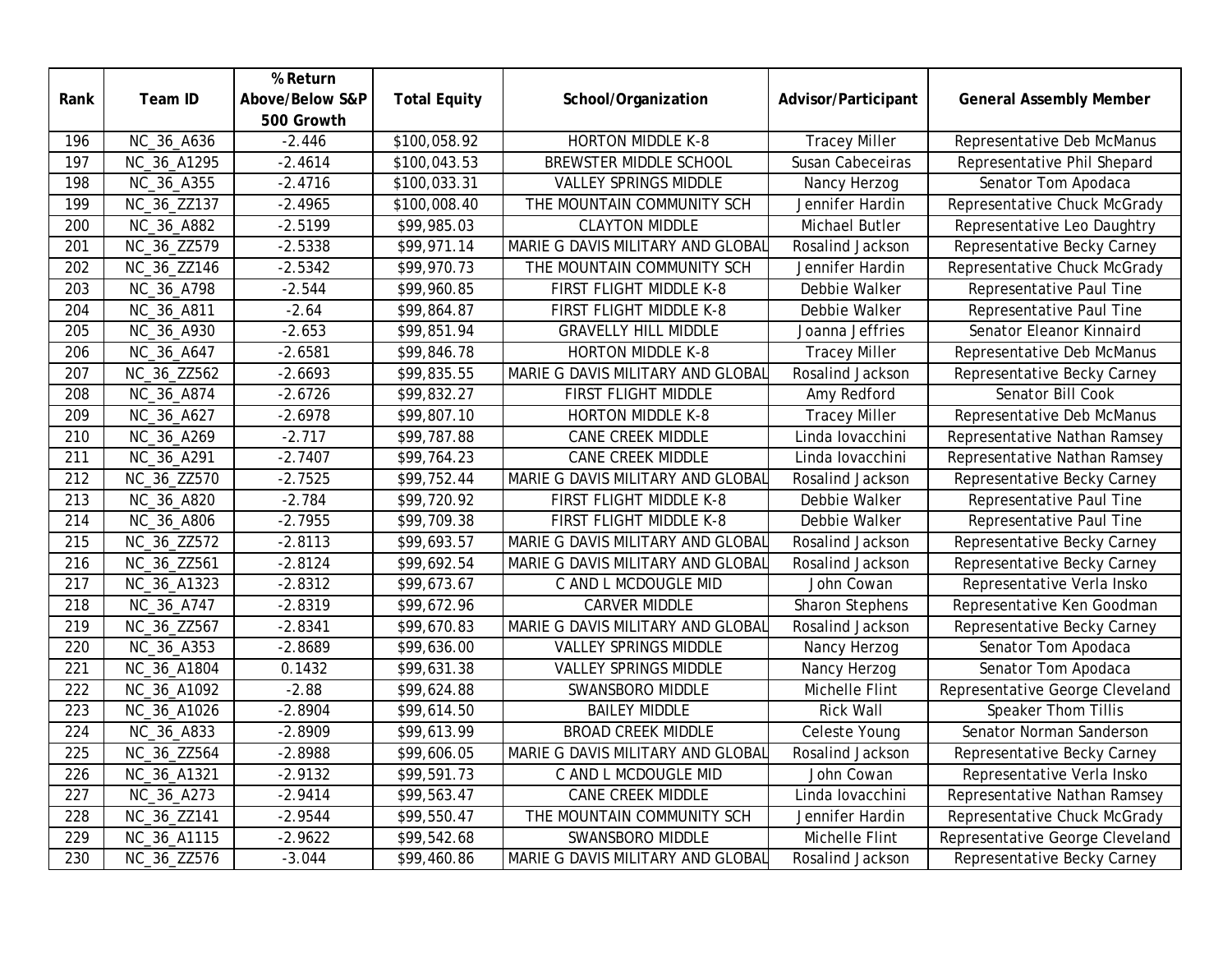| Rank | Team ID | % Return Above/Below S&P 500 Growth | Total Equity | School/Organization | Advisor/Participant | General Assembly Member |
|---|---|---|---|---|---|---|
| 196 | NC_36_A636 | -2.446 | $100,058.92 | HORTON MIDDLE K-8 | Tracey Miller | Representative Deb McManus |
| 197 | NC_36_A1295 | -2.4614 | $100,043.53 | BREWSTER MIDDLE SCHOOL | Susan Cabeceiras | Representative Phil Shepard |
| 198 | NC_36_A355 | -2.4716 | $100,033.31 | VALLEY SPRINGS MIDDLE | Nancy Herzog | Senator Tom Apodaca |
| 199 | NC_36_ZZ137 | -2.4965 | $100,008.40 | THE MOUNTAIN COMMUNITY SCH | Jennifer Hardin | Representative Chuck McGrady |
| 200 | NC_36_A882 | -2.5199 | $99,985.03 | CLAYTON MIDDLE | Michael Butler | Representative Leo Daughtry |
| 201 | NC_36_ZZ579 | -2.5338 | $99,971.14 | MARIE G DAVIS MILITARY AND GLOBAL | Rosalind Jackson | Representative Becky Carney |
| 202 | NC_36_ZZ146 | -2.5342 | $99,970.73 | THE MOUNTAIN COMMUNITY SCH | Jennifer Hardin | Representative Chuck McGrady |
| 203 | NC_36_A798 | -2.544 | $99,960.85 | FIRST FLIGHT MIDDLE K-8 | Debbie Walker | Representative Paul Tine |
| 204 | NC_36_A811 | -2.64 | $99,864.87 | FIRST FLIGHT MIDDLE K-8 | Debbie Walker | Representative Paul Tine |
| 205 | NC_36_A930 | -2.653 | $99,851.94 | GRAVELLY HILL MIDDLE | Joanna Jeffries | Senator Eleanor Kinnaird |
| 206 | NC_36_A647 | -2.6581 | $99,846.78 | HORTON MIDDLE K-8 | Tracey Miller | Representative Deb McManus |
| 207 | NC_36_ZZ562 | -2.6693 | $99,835.55 | MARIE G DAVIS MILITARY AND GLOBAL | Rosalind Jackson | Representative Becky Carney |
| 208 | NC_36_A874 | -2.6726 | $99,832.27 | FIRST FLIGHT MIDDLE | Amy Redford | Senator Bill Cook |
| 209 | NC_36_A627 | -2.6978 | $99,807.10 | HORTON MIDDLE K-8 | Tracey Miller | Representative Deb McManus |
| 210 | NC_36_A269 | -2.717 | $99,787.88 | CANE CREEK MIDDLE | Linda Iovacchini | Representative Nathan Ramsey |
| 211 | NC_36_A291 | -2.7407 | $99,764.23 | CANE CREEK MIDDLE | Linda Iovacchini | Representative Nathan Ramsey |
| 212 | NC_36_ZZ570 | -2.7525 | $99,752.44 | MARIE G DAVIS MILITARY AND GLOBAL | Rosalind Jackson | Representative Becky Carney |
| 213 | NC_36_A820 | -2.784 | $99,720.92 | FIRST FLIGHT MIDDLE K-8 | Debbie Walker | Representative Paul Tine |
| 214 | NC_36_A806 | -2.7955 | $99,709.38 | FIRST FLIGHT MIDDLE K-8 | Debbie Walker | Representative Paul Tine |
| 215 | NC_36_ZZ572 | -2.8113 | $99,693.57 | MARIE G DAVIS MILITARY AND GLOBAL | Rosalind Jackson | Representative Becky Carney |
| 216 | NC_36_ZZ561 | -2.8124 | $99,692.54 | MARIE G DAVIS MILITARY AND GLOBAL | Rosalind Jackson | Representative Becky Carney |
| 217 | NC_36_A1323 | -2.8312 | $99,673.67 | C AND L MCDOUGLE MID | John Cowan | Representative Verla Insko |
| 218 | NC_36_A747 | -2.8319 | $99,672.96 | CARVER MIDDLE | Sharon Stephens | Representative Ken Goodman |
| 219 | NC_36_ZZ567 | -2.8341 | $99,670.83 | MARIE G DAVIS MILITARY AND GLOBAL | Rosalind Jackson | Representative Becky Carney |
| 220 | NC_36_A353 | -2.8689 | $99,636.00 | VALLEY SPRINGS MIDDLE | Nancy Herzog | Senator Tom Apodaca |
| 221 | NC_36_A1804 | 0.1432 | $99,631.38 | VALLEY SPRINGS MIDDLE | Nancy Herzog | Senator Tom Apodaca |
| 222 | NC_36_A1092 | -2.88 | $99,624.88 | SWANSBORO MIDDLE | Michelle Flint | Representative George Cleveland |
| 223 | NC_36_A1026 | -2.8904 | $99,614.50 | BAILEY MIDDLE | Rick Wall | Speaker Thom Tillis |
| 224 | NC_36_A833 | -2.8909 | $99,613.99 | BROAD CREEK MIDDLE | Celeste Young | Senator Norman Sanderson |
| 225 | NC_36_ZZ564 | -2.8988 | $99,606.05 | MARIE G DAVIS MILITARY AND GLOBAL | Rosalind Jackson | Representative Becky Carney |
| 226 | NC_36_A1321 | -2.9132 | $99,591.73 | C AND L MCDOUGLE MID | John Cowan | Representative Verla Insko |
| 227 | NC_36_A273 | -2.9414 | $99,563.47 | CANE CREEK MIDDLE | Linda Iovacchini | Representative Nathan Ramsey |
| 228 | NC_36_ZZ141 | -2.9544 | $99,550.47 | THE MOUNTAIN COMMUNITY SCH | Jennifer Hardin | Representative Chuck McGrady |
| 229 | NC_36_A1115 | -2.9622 | $99,542.68 | SWANSBORO MIDDLE | Michelle Flint | Representative George Cleveland |
| 230 | NC_36_ZZ576 | -3.044 | $99,460.86 | MARIE G DAVIS MILITARY AND GLOBAL | Rosalind Jackson | Representative Becky Carney |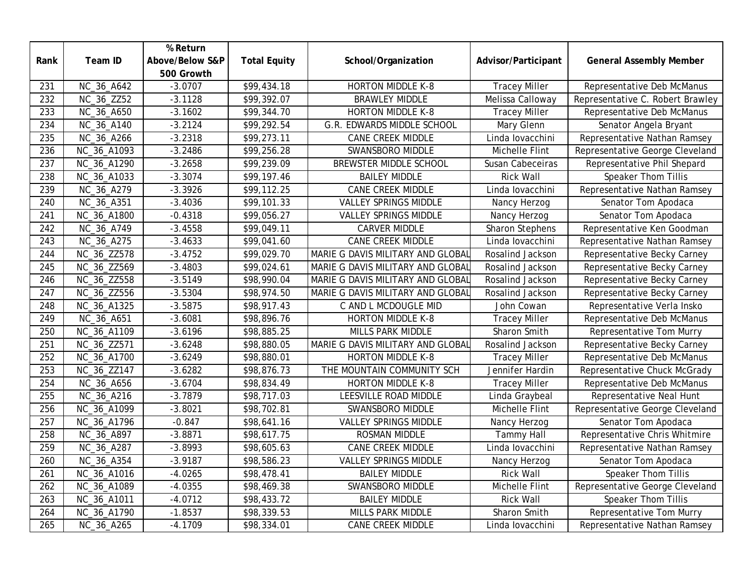| Rank | Team ID | % Return Above/Below S&P 500 Growth | Total Equity | School/Organization | Advisor/Participant | General Assembly Member |
|---|---|---|---|---|---|---|
| 231 | NC_36_A642 | -3.0707 | $99,434.18 | HORTON MIDDLE K-8 | Tracey Miller | Representative Deb McManus |
| 232 | NC_36_ZZ52 | -3.1128 | $99,392.07 | BRAWLEY MIDDLE | Melissa Calloway | Representative C. Robert Brawley |
| 233 | NC_36_A650 | -3.1602 | $99,344.70 | HORTON MIDDLE K-8 | Tracey Miller | Representative Deb McManus |
| 234 | NC_36_A140 | -3.2124 | $99,292.54 | G.R. EDWARDS MIDDLE SCHOOL | Mary Glenn | Senator Angela Bryant |
| 235 | NC_36_A266 | -3.2318 | $99,273.11 | CANE CREEK MIDDLE | Linda Iovacchini | Representative Nathan Ramsey |
| 236 | NC_36_A1093 | -3.2486 | $99,256.28 | SWANSBORO MIDDLE | Michelle Flint | Representative George Cleveland |
| 237 | NC_36_A1290 | -3.2658 | $99,239.09 | BREWSTER MIDDLE SCHOOL | Susan Cabeceiras | Representative Phil Shepard |
| 238 | NC_36_A1033 | -3.3074 | $99,197.46 | BAILEY MIDDLE | Rick Wall | Speaker Thom Tillis |
| 239 | NC_36_A279 | -3.3926 | $99,112.25 | CANE CREEK MIDDLE | Linda Iovacchini | Representative Nathan Ramsey |
| 240 | NC_36_A351 | -3.4036 | $99,101.33 | VALLEY SPRINGS MIDDLE | Nancy Herzog | Senator Tom Apodaca |
| 241 | NC_36_A1800 | -0.4318 | $99,056.27 | VALLEY SPRINGS MIDDLE | Nancy Herzog | Senator Tom Apodaca |
| 242 | NC_36_A749 | -3.4558 | $99,049.11 | CARVER MIDDLE | Sharon Stephens | Representative Ken Goodman |
| 243 | NC_36_A275 | -3.4633 | $99,041.60 | CANE CREEK MIDDLE | Linda Iovacchini | Representative Nathan Ramsey |
| 244 | NC_36_ZZ578 | -3.4752 | $99,029.70 | MARIE G DAVIS MILITARY AND GLOBAL | Rosalind Jackson | Representative Becky Carney |
| 245 | NC_36_ZZ569 | -3.4803 | $99,024.61 | MARIE G DAVIS MILITARY AND GLOBAL | Rosalind Jackson | Representative Becky Carney |
| 246 | NC_36_ZZ558 | -3.5149 | $98,990.04 | MARIE G DAVIS MILITARY AND GLOBAL | Rosalind Jackson | Representative Becky Carney |
| 247 | NC_36_ZZ556 | -3.5304 | $98,974.50 | MARIE G DAVIS MILITARY AND GLOBAL | Rosalind Jackson | Representative Becky Carney |
| 248 | NC_36_A1325 | -3.5875 | $98,917.43 | C AND L MCDOUGLE MID | John Cowan | Representative Verla Insko |
| 249 | NC_36_A651 | -3.6081 | $98,896.76 | HORTON MIDDLE K-8 | Tracey Miller | Representative Deb McManus |
| 250 | NC_36_A1109 | -3.6196 | $98,885.25 | MILLS PARK MIDDLE | Sharon Smith | Representative Tom Murry |
| 251 | NC_36_ZZ571 | -3.6248 | $98,880.05 | MARIE G DAVIS MILITARY AND GLOBAL | Rosalind Jackson | Representative Becky Carney |
| 252 | NC_36_A1700 | -3.6249 | $98,880.01 | HORTON MIDDLE K-8 | Tracey Miller | Representative Deb McManus |
| 253 | NC_36_ZZ147 | -3.6282 | $98,876.73 | THE MOUNTAIN COMMUNITY SCH | Jennifer Hardin | Representative Chuck McGrady |
| 254 | NC_36_A656 | -3.6704 | $98,834.49 | HORTON MIDDLE K-8 | Tracey Miller | Representative Deb McManus |
| 255 | NC_36_A216 | -3.7879 | $98,717.03 | LEESVILLE ROAD MIDDLE | Linda Graybeal | Representative Neal Hunt |
| 256 | NC_36_A1099 | -3.8021 | $98,702.81 | SWANSBORO MIDDLE | Michelle Flint | Representative George Cleveland |
| 257 | NC_36_A1796 | -0.847 | $98,641.16 | VALLEY SPRINGS MIDDLE | Nancy Herzog | Senator Tom Apodaca |
| 258 | NC_36_A897 | -3.8871 | $98,617.75 | ROSMAN MIDDLE | Tammy Hall | Representative Chris Whitmire |
| 259 | NC_36_A287 | -3.8993 | $98,605.63 | CANE CREEK MIDDLE | Linda Iovacchini | Representative Nathan Ramsey |
| 260 | NC_36_A354 | -3.9187 | $98,586.23 | VALLEY SPRINGS MIDDLE | Nancy Herzog | Senator Tom Apodaca |
| 261 | NC_36_A1016 | -4.0265 | $98,478.41 | BAILEY MIDDLE | Rick Wall | Speaker Thom Tillis |
| 262 | NC_36_A1089 | -4.0355 | $98,469.38 | SWANSBORO MIDDLE | Michelle Flint | Representative George Cleveland |
| 263 | NC_36_A1011 | -4.0712 | $98,433.72 | BAILEY MIDDLE | Rick Wall | Speaker Thom Tillis |
| 264 | NC_36_A1790 | -1.8537 | $98,339.53 | MILLS PARK MIDDLE | Sharon Smith | Representative Tom Murry |
| 265 | NC_36_A265 | -4.1709 | $98,334.01 | CANE CREEK MIDDLE | Linda Iovacchini | Representative Nathan Ramsey |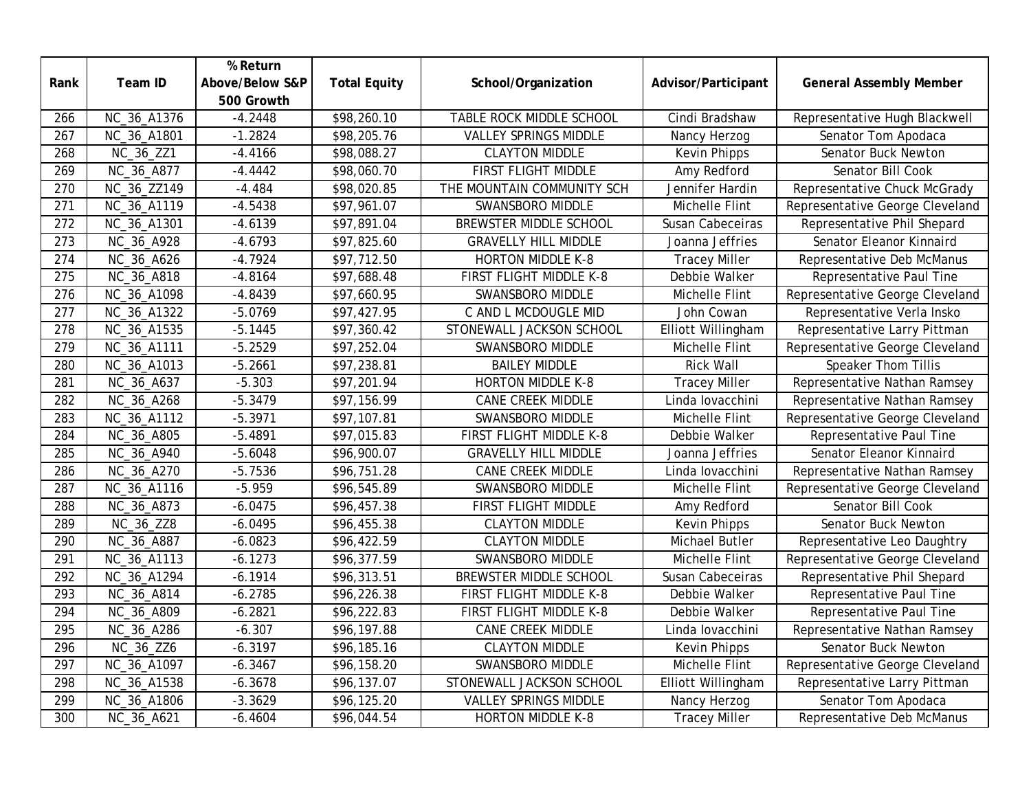| Rank | Team ID | % Return Above/Below S&P 500 Growth | Total Equity | School/Organization | Advisor/Participant | General Assembly Member |
|---|---|---|---|---|---|---|
| 266 | NC_36_A1376 | -4.2448 | $98,260.10 | TABLE ROCK MIDDLE SCHOOL | Cindi Bradshaw | Representative Hugh Blackwell |
| 267 | NC_36_A1801 | -1.2824 | $98,205.76 | VALLEY SPRINGS MIDDLE | Nancy Herzog | Senator Tom Apodaca |
| 268 | NC_36_ZZ1 | -4.4166 | $98,088.27 | CLAYTON MIDDLE | Kevin Phipps | Senator Buck Newton |
| 269 | NC_36_A877 | -4.4442 | $98,060.70 | FIRST FLIGHT MIDDLE | Amy Redford | Senator Bill Cook |
| 270 | NC_36_ZZ149 | -4.484 | $98,020.85 | THE MOUNTAIN COMMUNITY SCH | Jennifer Hardin | Representative Chuck McGrady |
| 271 | NC_36_A1119 | -4.5438 | $97,961.07 | SWANSBORO MIDDLE | Michelle Flint | Representative George Cleveland |
| 272 | NC_36_A1301 | -4.6139 | $97,891.04 | BREWSTER MIDDLE SCHOOL | Susan Cabeceiras | Representative Phil Shepard |
| 273 | NC_36_A928 | -4.6793 | $97,825.60 | GRAVELLY HILL MIDDLE | Joanna Jeffries | Senator Eleanor Kinnaird |
| 274 | NC_36_A626 | -4.7924 | $97,712.50 | HORTON MIDDLE K-8 | Tracey Miller | Representative Deb McManus |
| 275 | NC_36_A818 | -4.8164 | $97,688.48 | FIRST FLIGHT MIDDLE K-8 | Debbie Walker | Representative Paul Tine |
| 276 | NC_36_A1098 | -4.8439 | $97,660.95 | SWANSBORO MIDDLE | Michelle Flint | Representative George Cleveland |
| 277 | NC_36_A1322 | -5.0769 | $97,427.95 | C AND L MCDOUGLE MID | John Cowan | Representative Verla Insko |
| 278 | NC_36_A1535 | -5.1445 | $97,360.42 | STONEWALL JACKSON SCHOOL | Elliott Willingham | Representative Larry Pittman |
| 279 | NC_36_A1111 | -5.2529 | $97,252.04 | SWANSBORO MIDDLE | Michelle Flint | Representative George Cleveland |
| 280 | NC_36_A1013 | -5.2661 | $97,238.81 | BAILEY MIDDLE | Rick Wall | Speaker Thom Tillis |
| 281 | NC_36_A637 | -5.303 | $97,201.94 | HORTON MIDDLE K-8 | Tracey Miller | Representative Nathan Ramsey |
| 282 | NC_36_A268 | -5.3479 | $97,156.99 | CANE CREEK MIDDLE | Linda Iovacchini | Representative Nathan Ramsey |
| 283 | NC_36_A1112 | -5.3971 | $97,107.81 | SWANSBORO MIDDLE | Michelle Flint | Representative George Cleveland |
| 284 | NC_36_A805 | -5.4891 | $97,015.83 | FIRST FLIGHT MIDDLE K-8 | Debbie Walker | Representative Paul Tine |
| 285 | NC_36_A940 | -5.6048 | $96,900.07 | GRAVELLY HILL MIDDLE | Joanna Jeffries | Senator Eleanor Kinnaird |
| 286 | NC_36_A270 | -5.7536 | $96,751.28 | CANE CREEK MIDDLE | Linda Iovacchini | Representative Nathan Ramsey |
| 287 | NC_36_A1116 | -5.959 | $96,545.89 | SWANSBORO MIDDLE | Michelle Flint | Representative George Cleveland |
| 288 | NC_36_A873 | -6.0475 | $96,457.38 | FIRST FLIGHT MIDDLE | Amy Redford | Senator Bill Cook |
| 289 | NC_36_ZZ8 | -6.0495 | $96,455.38 | CLAYTON MIDDLE | Kevin Phipps | Senator Buck Newton |
| 290 | NC_36_A887 | -6.0823 | $96,422.59 | CLAYTON MIDDLE | Michael Butler | Representative Leo Daughtry |
| 291 | NC_36_A1113 | -6.1273 | $96,377.59 | SWANSBORO MIDDLE | Michelle Flint | Representative George Cleveland |
| 292 | NC_36_A1294 | -6.1914 | $96,313.51 | BREWSTER MIDDLE SCHOOL | Susan Cabeceiras | Representative Phil Shepard |
| 293 | NC_36_A814 | -6.2785 | $96,226.38 | FIRST FLIGHT MIDDLE K-8 | Debbie Walker | Representative Paul Tine |
| 294 | NC_36_A809 | -6.2821 | $96,222.83 | FIRST FLIGHT MIDDLE K-8 | Debbie Walker | Representative Paul Tine |
| 295 | NC_36_A286 | -6.307 | $96,197.88 | CANE CREEK MIDDLE | Linda Iovacchini | Representative Nathan Ramsey |
| 296 | NC_36_ZZ6 | -6.3197 | $96,185.16 | CLAYTON MIDDLE | Kevin Phipps | Senator Buck Newton |
| 297 | NC_36_A1097 | -6.3467 | $96,158.20 | SWANSBORO MIDDLE | Michelle Flint | Representative George Cleveland |
| 298 | NC_36_A1538 | -6.3678 | $96,137.07 | STONEWALL JACKSON SCHOOL | Elliott Willingham | Representative Larry Pittman |
| 299 | NC_36_A1806 | -3.3629 | $96,125.20 | VALLEY SPRINGS MIDDLE | Nancy Herzog | Senator Tom Apodaca |
| 300 | NC_36_A621 | -6.4604 | $96,044.54 | HORTON MIDDLE K-8 | Tracey Miller | Representative Deb McManus |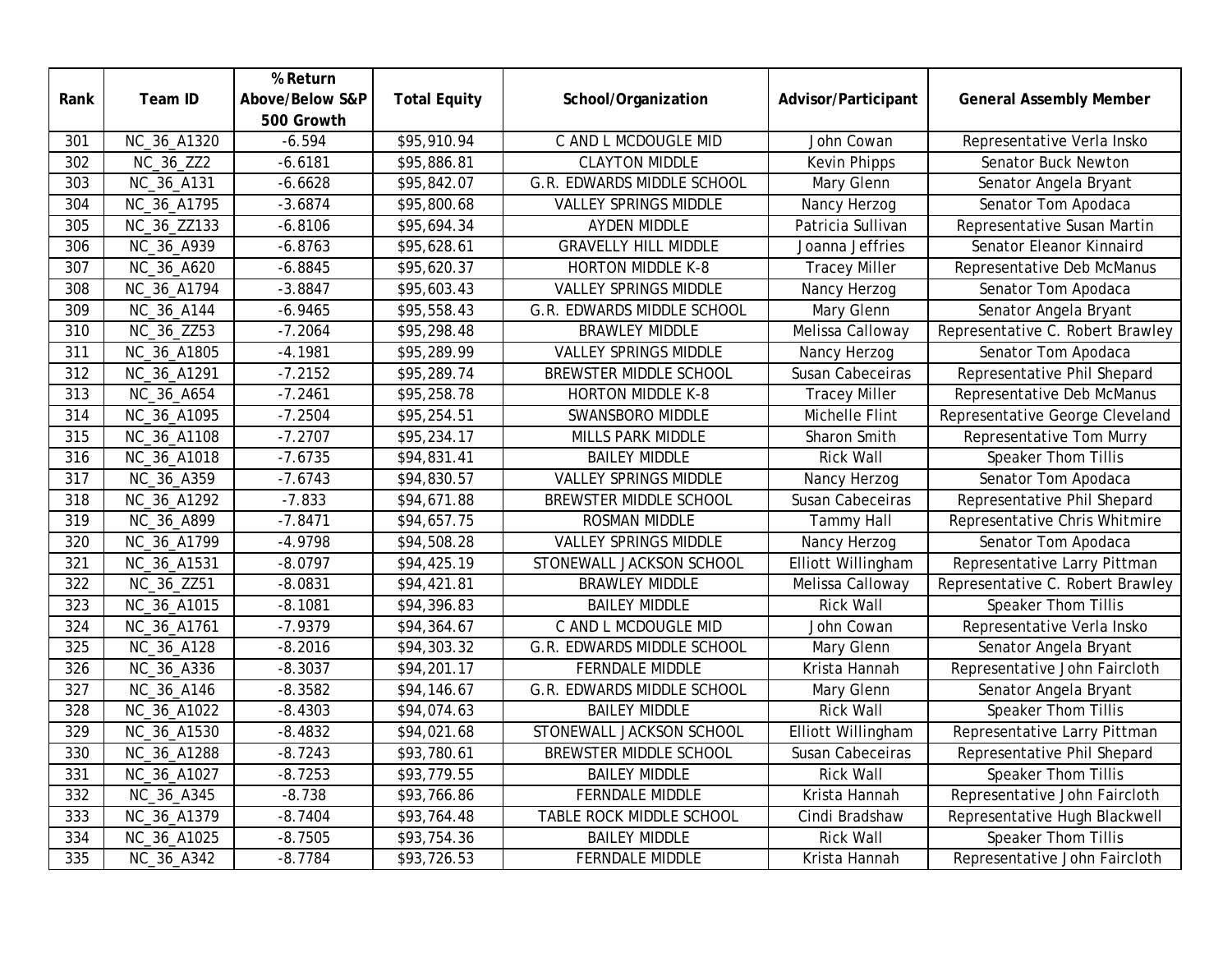| Rank | Team ID | % Return Above/Below S&P 500 Growth | Total Equity | School/Organization | Advisor/Participant | General Assembly Member |
|---|---|---|---|---|---|---|
| 301 | NC_36_A1320 | -6.594 | $95,910.94 | C AND L MCDOUGLE MID | John Cowan | Representative Verla Insko |
| 302 | NC_36_ZZ2 | -6.6181 | $95,886.81 | CLAYTON MIDDLE | Kevin Phipps | Senator Buck Newton |
| 303 | NC_36_A131 | -6.6628 | $95,842.07 | G.R. EDWARDS MIDDLE SCHOOL | Mary Glenn | Senator Angela Bryant |
| 304 | NC_36_A1795 | -3.6874 | $95,800.68 | VALLEY SPRINGS MIDDLE | Nancy Herzog | Senator Tom Apodaca |
| 305 | NC_36_ZZ133 | -6.8106 | $95,694.34 | AYDEN MIDDLE | Patricia Sullivan | Representative Susan Martin |
| 306 | NC_36_A939 | -6.8763 | $95,628.61 | GRAVELLY HILL MIDDLE | Joanna Jeffries | Senator Eleanor Kinnaird |
| 307 | NC_36_A620 | -6.8845 | $95,620.37 | HORTON MIDDLE K-8 | Tracey Miller | Representative Deb McManus |
| 308 | NC_36_A1794 | -3.8847 | $95,603.43 | VALLEY SPRINGS MIDDLE | Nancy Herzog | Senator Tom Apodaca |
| 309 | NC_36_A144 | -6.9465 | $95,558.43 | G.R. EDWARDS MIDDLE SCHOOL | Mary Glenn | Senator Angela Bryant |
| 310 | NC_36_ZZ53 | -7.2064 | $95,298.48 | BRAWLEY MIDDLE | Melissa Calloway | Representative C. Robert Brawley |
| 311 | NC_36_A1805 | -4.1981 | $95,289.99 | VALLEY SPRINGS MIDDLE | Nancy Herzog | Senator Tom Apodaca |
| 312 | NC_36_A1291 | -7.2152 | $95,289.74 | BREWSTER MIDDLE SCHOOL | Susan Cabeceiras | Representative Phil Shepard |
| 313 | NC_36_A654 | -7.2461 | $95,258.78 | HORTON MIDDLE K-8 | Tracey Miller | Representative Deb McManus |
| 314 | NC_36_A1095 | -7.2504 | $95,254.51 | SWANSBORO MIDDLE | Michelle Flint | Representative George Cleveland |
| 315 | NC_36_A1108 | -7.2707 | $95,234.17 | MILLS PARK MIDDLE | Sharon Smith | Representative Tom Murry |
| 316 | NC_36_A1018 | -7.6735 | $94,831.41 | BAILEY MIDDLE | Rick Wall | Speaker Thom Tillis |
| 317 | NC_36_A359 | -7.6743 | $94,830.57 | VALLEY SPRINGS MIDDLE | Nancy Herzog | Senator Tom Apodaca |
| 318 | NC_36_A1292 | -7.833 | $94,671.88 | BREWSTER MIDDLE SCHOOL | Susan Cabeceiras | Representative Phil Shepard |
| 319 | NC_36_A899 | -7.8471 | $94,657.75 | ROSMAN MIDDLE | Tammy Hall | Representative Chris Whitmire |
| 320 | NC_36_A1799 | -4.9798 | $94,508.28 | VALLEY SPRINGS MIDDLE | Nancy Herzog | Senator Tom Apodaca |
| 321 | NC_36_A1531 | -8.0797 | $94,425.19 | STONEWALL JACKSON SCHOOL | Elliott Willingham | Representative Larry Pittman |
| 322 | NC_36_ZZ51 | -8.0831 | $94,421.81 | BRAWLEY MIDDLE | Melissa Calloway | Representative C. Robert Brawley |
| 323 | NC_36_A1015 | -8.1081 | $94,396.83 | BAILEY MIDDLE | Rick Wall | Speaker Thom Tillis |
| 324 | NC_36_A1761 | -7.9379 | $94,364.67 | C AND L MCDOUGLE MID | John Cowan | Representative Verla Insko |
| 325 | NC_36_A128 | -8.2016 | $94,303.32 | G.R. EDWARDS MIDDLE SCHOOL | Mary Glenn | Senator Angela Bryant |
| 326 | NC_36_A336 | -8.3037 | $94,201.17 | FERNDALE MIDDLE | Krista Hannah | Representative John Faircloth |
| 327 | NC_36_A146 | -8.3582 | $94,146.67 | G.R. EDWARDS MIDDLE SCHOOL | Mary Glenn | Senator Angela Bryant |
| 328 | NC_36_A1022 | -8.4303 | $94,074.63 | BAILEY MIDDLE | Rick Wall | Speaker Thom Tillis |
| 329 | NC_36_A1530 | -8.4832 | $94,021.68 | STONEWALL JACKSON SCHOOL | Elliott Willingham | Representative Larry Pittman |
| 330 | NC_36_A1288 | -8.7243 | $93,780.61 | BREWSTER MIDDLE SCHOOL | Susan Cabeceiras | Representative Phil Shepard |
| 331 | NC_36_A1027 | -8.7253 | $93,779.55 | BAILEY MIDDLE | Rick Wall | Speaker Thom Tillis |
| 332 | NC_36_A345 | -8.738 | $93,766.86 | FERNDALE MIDDLE | Krista Hannah | Representative John Faircloth |
| 333 | NC_36_A1379 | -8.7404 | $93,764.48 | TABLE ROCK MIDDLE SCHOOL | Cindi Bradshaw | Representative Hugh Blackwell |
| 334 | NC_36_A1025 | -8.7505 | $93,754.36 | BAILEY MIDDLE | Rick Wall | Speaker Thom Tillis |
| 335 | NC_36_A342 | -8.7784 | $93,726.53 | FERNDALE MIDDLE | Krista Hannah | Representative John Faircloth |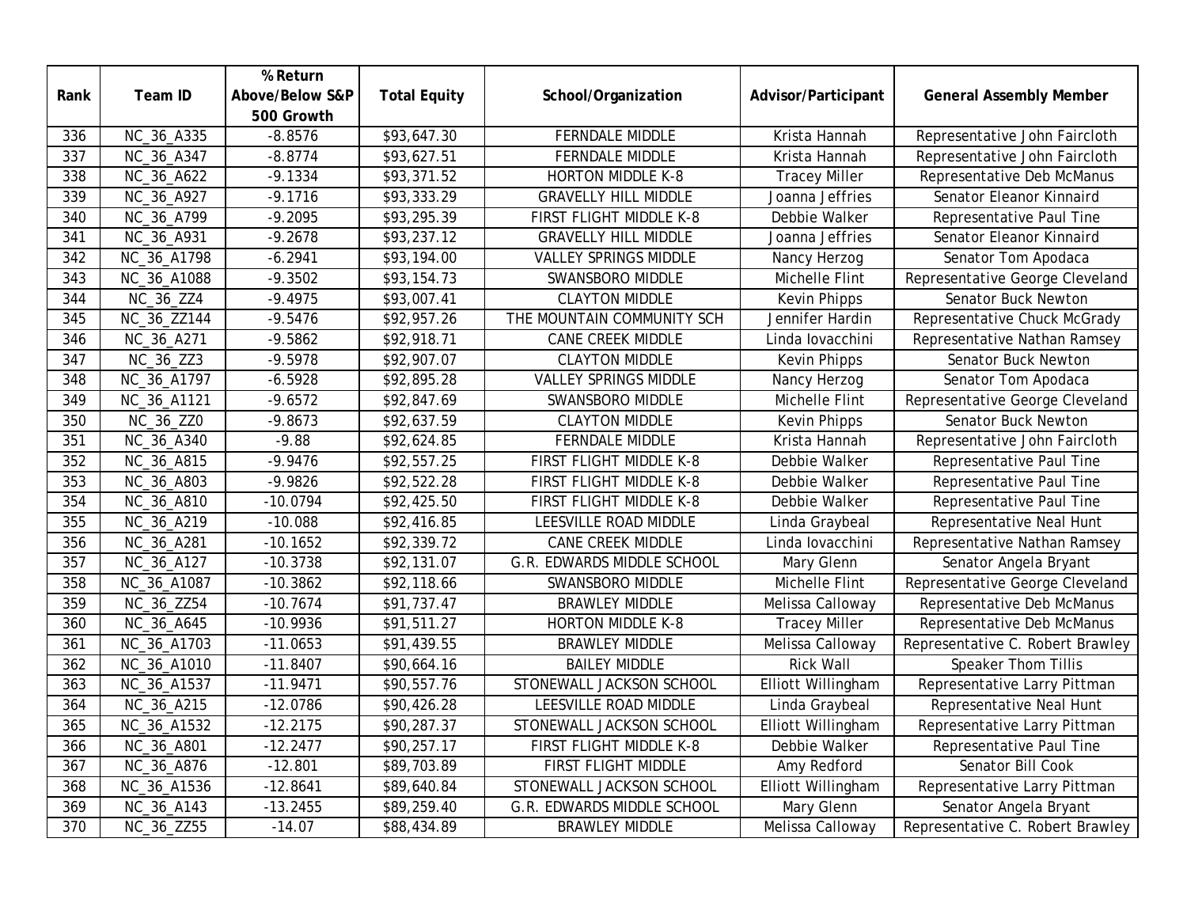| Rank | Team ID | % Return Above/Below S&P 500 Growth | Total Equity | School/Organization | Advisor/Participant | General Assembly Member |
|---|---|---|---|---|---|---|
| 336 | NC_36_A335 | -8.8576 | $93,647.30 | FERNDALE MIDDLE | Krista Hannah | Representative John Faircloth |
| 337 | NC_36_A347 | -8.8774 | $93,627.51 | FERNDALE MIDDLE | Krista Hannah | Representative John Faircloth |
| 338 | NC_36_A622 | -9.1334 | $93,371.52 | HORTON MIDDLE K-8 | Tracey Miller | Representative Deb McManus |
| 339 | NC_36_A927 | -9.1716 | $93,333.29 | GRAVELLY HILL MIDDLE | Joanna Jeffries | Senator Eleanor Kinnaird |
| 340 | NC_36_A799 | -9.2095 | $93,295.39 | FIRST FLIGHT MIDDLE K-8 | Debbie Walker | Representative Paul Tine |
| 341 | NC_36_A931 | -9.2678 | $93,237.12 | GRAVELLY HILL MIDDLE | Joanna Jeffries | Senator Eleanor Kinnaird |
| 342 | NC_36_A1798 | -6.2941 | $93,194.00 | VALLEY SPRINGS MIDDLE | Nancy Herzog | Senator Tom Apodaca |
| 343 | NC_36_A1088 | -9.3502 | $93,154.73 | SWANSBORO MIDDLE | Michelle Flint | Representative George Cleveland |
| 344 | NC_36_ZZ4 | -9.4975 | $93,007.41 | CLAYTON MIDDLE | Kevin Phipps | Senator Buck Newton |
| 345 | NC_36_ZZ144 | -9.5476 | $92,957.26 | THE MOUNTAIN COMMUNITY SCH | Jennifer Hardin | Representative Chuck McGrady |
| 346 | NC_36_A271 | -9.5862 | $92,918.71 | CANE CREEK MIDDLE | Linda Iovacchini | Representative Nathan Ramsey |
| 347 | NC_36_ZZ3 | -9.5978 | $92,907.07 | CLAYTON MIDDLE | Kevin Phipps | Senator Buck Newton |
| 348 | NC_36_A1797 | -6.5928 | $92,895.28 | VALLEY SPRINGS MIDDLE | Nancy Herzog | Senator Tom Apodaca |
| 349 | NC_36_A1121 | -9.6572 | $92,847.69 | SWANSBORO MIDDLE | Michelle Flint | Representative George Cleveland |
| 350 | NC_36_ZZ0 | -9.8673 | $92,637.59 | CLAYTON MIDDLE | Kevin Phipps | Senator Buck Newton |
| 351 | NC_36_A340 | -9.88 | $92,624.85 | FERNDALE MIDDLE | Krista Hannah | Representative John Faircloth |
| 352 | NC_36_A815 | -9.9476 | $92,557.25 | FIRST FLIGHT MIDDLE K-8 | Debbie Walker | Representative Paul Tine |
| 353 | NC_36_A803 | -9.9826 | $92,522.28 | FIRST FLIGHT MIDDLE K-8 | Debbie Walker | Representative Paul Tine |
| 354 | NC_36_A810 | -10.0794 | $92,425.50 | FIRST FLIGHT MIDDLE K-8 | Debbie Walker | Representative Paul Tine |
| 355 | NC_36_A219 | -10.088 | $92,416.85 | LEESVILLE ROAD MIDDLE | Linda Graybeal | Representative Neal Hunt |
| 356 | NC_36_A281 | -10.1652 | $92,339.72 | CANE CREEK MIDDLE | Linda Iovacchini | Representative Nathan Ramsey |
| 357 | NC_36_A127 | -10.3738 | $92,131.07 | G.R. EDWARDS MIDDLE SCHOOL | Mary Glenn | Senator Angela Bryant |
| 358 | NC_36_A1087 | -10.3862 | $92,118.66 | SWANSBORO MIDDLE | Michelle Flint | Representative George Cleveland |
| 359 | NC_36_ZZ54 | -10.7674 | $91,737.47 | BRAWLEY MIDDLE | Melissa Calloway | Representative Deb McManus |
| 360 | NC_36_A645 | -10.9936 | $91,511.27 | HORTON MIDDLE K-8 | Tracey Miller | Representative Deb McManus |
| 361 | NC_36_A1703 | -11.0653 | $91,439.55 | BRAWLEY MIDDLE | Melissa Calloway | Representative C. Robert Brawley |
| 362 | NC_36_A1010 | -11.8407 | $90,664.16 | BAILEY MIDDLE | Rick Wall | Speaker Thom Tillis |
| 363 | NC_36_A1537 | -11.9471 | $90,557.76 | STONEWALL JACKSON SCHOOL | Elliott Willingham | Representative Larry Pittman |
| 364 | NC_36_A215 | -12.0786 | $90,426.28 | LEESVILLE ROAD MIDDLE | Linda Graybeal | Representative Neal Hunt |
| 365 | NC_36_A1532 | -12.2175 | $90,287.37 | STONEWALL JACKSON SCHOOL | Elliott Willingham | Representative Larry Pittman |
| 366 | NC_36_A801 | -12.2477 | $90,257.17 | FIRST FLIGHT MIDDLE K-8 | Debbie Walker | Representative Paul Tine |
| 367 | NC_36_A876 | -12.801 | $89,703.89 | FIRST FLIGHT MIDDLE | Amy Redford | Senator Bill Cook |
| 368 | NC_36_A1536 | -12.8641 | $89,640.84 | STONEWALL JACKSON SCHOOL | Elliott Willingham | Representative Larry Pittman |
| 369 | NC_36_A143 | -13.2455 | $89,259.40 | G.R. EDWARDS MIDDLE SCHOOL | Mary Glenn | Senator Angela Bryant |
| 370 | NC_36_ZZ55 | -14.07 | $88,434.89 | BRAWLEY MIDDLE | Melissa Calloway | Representative C. Robert Brawley |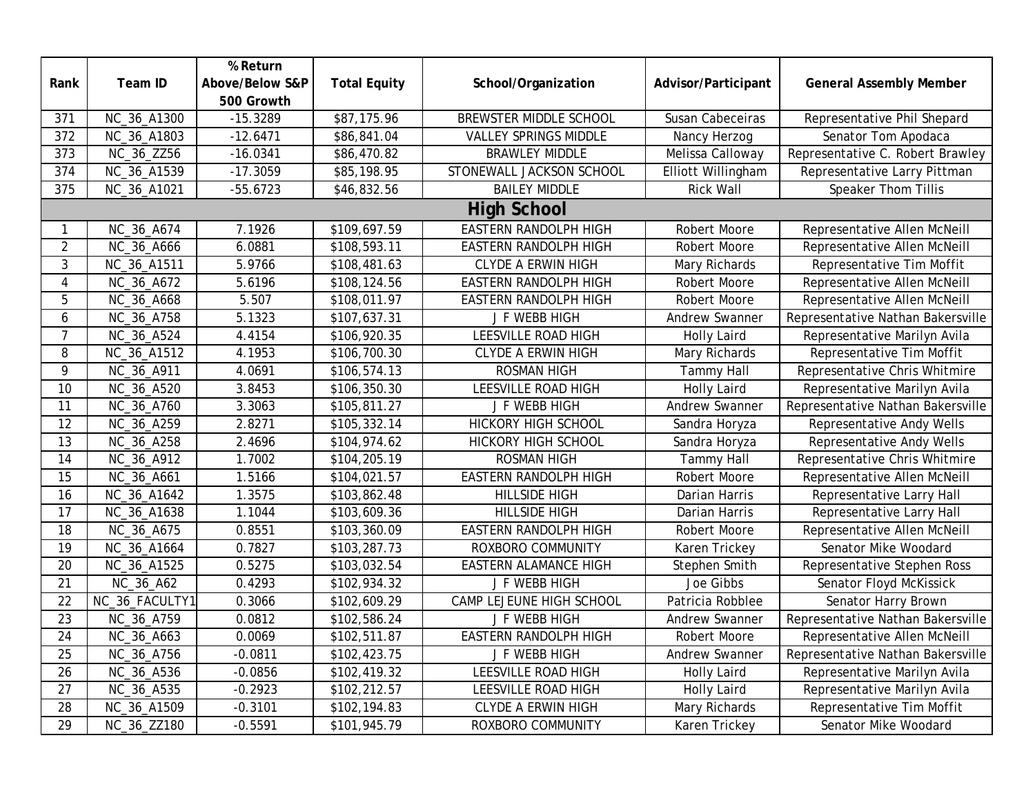| Rank | Team ID | % Return Above/Below S&P 500 Growth | Total Equity | School/Organization | Advisor/Participant | General Assembly Member |
|---|---|---|---|---|---|---|
| 371 | NC_36_A1300 | -15.3289 | $87,175.96 | BREWSTER MIDDLE SCHOOL | Susan Cabeceiras | Representative Phil Shepard |
| 372 | NC_36_A1803 | -12.6471 | $86,841.04 | VALLEY SPRINGS MIDDLE | Nancy Herzog | Senator Tom Apodaca |
| 373 | NC_36_ZZ56 | -16.0341 | $86,470.82 | BRAWLEY MIDDLE | Melissa Calloway | Representative C. Robert Brawley |
| 374 | NC_36_A1539 | -17.3059 | $85,198.95 | STONEWALL JACKSON SCHOOL | Elliott Willingham | Representative Larry Pittman |
| 375 | NC_36_A1021 | -55.6723 | $46,832.56 | BAILEY MIDDLE | Rick Wall | Speaker Thom Tillis |
| **High School** | | | | | | |
| 1 | NC_36_A674 | 7.1926 | $109,697.59 | EASTERN RANDOLPH HIGH | Robert Moore | Representative Allen McNeill |
| 2 | NC_36_A666 | 6.0881 | $108,593.11 | EASTERN RANDOLPH HIGH | Robert Moore | Representative Allen McNeill |
| 3 | NC_36_A1511 | 5.9766 | $108,481.63 | CLYDE A ERWIN HIGH | Mary Richards | Representative Tim Moffit |
| 4 | NC_36_A672 | 5.6196 | $108,124.56 | EASTERN RANDOLPH HIGH | Robert Moore | Representative Allen McNeill |
| 5 | NC_36_A668 | 5.507 | $108,011.97 | EASTERN RANDOLPH HIGH | Robert Moore | Representative Allen McNeill |
| 6 | NC_36_A758 | 5.1323 | $107,637.31 | J F WEBB HIGH | Andrew Swanner | Representative Nathan Bakersville |
| 7 | NC_36_A524 | 4.4154 | $106,920.35 | LEESVILLE ROAD HIGH | Holly Laird | Representative Marilyn Avila |
| 8 | NC_36_A1512 | 4.1953 | $106,700.30 | CLYDE A ERWIN HIGH | Mary Richards | Representative Tim Moffit |
| 9 | NC_36_A911 | 4.0691 | $106,574.13 | ROSMAN HIGH | Tammy Hall | Representative Chris Whitmire |
| 10 | NC_36_A520 | 3.8453 | $106,350.30 | LEESVILLE ROAD HIGH | Holly Laird | Representative Marilyn Avila |
| 11 | NC_36_A760 | 3.3063 | $105,811.27 | J F WEBB HIGH | Andrew Swanner | Representative Nathan Bakersville |
| 12 | NC_36_A259 | 2.8271 | $105,332.14 | HICKORY HIGH SCHOOL | Sandra Horyza | Representative Andy Wells |
| 13 | NC_36_A258 | 2.4696 | $104,974.62 | HICKORY HIGH SCHOOL | Sandra Horyza | Representative Andy Wells |
| 14 | NC_36_A912 | 1.7002 | $104,205.19 | ROSMAN HIGH | Tammy Hall | Representative Chris Whitmire |
| 15 | NC_36_A661 | 1.5166 | $104,021.57 | EASTERN RANDOLPH HIGH | Robert Moore | Representative Allen McNeill |
| 16 | NC_36_A1642 | 1.3575 | $103,862.48 | HILLSIDE HIGH | Darian Harris | Representative Larry Hall |
| 17 | NC_36_A1638 | 1.1044 | $103,609.36 | HILLSIDE HIGH | Darian Harris | Representative Larry Hall |
| 18 | NC_36_A675 | 0.8551 | $103,360.09 | EASTERN RANDOLPH HIGH | Robert Moore | Representative Allen McNeill |
| 19 | NC_36_A1664 | 0.7827 | $103,287.73 | ROXBORO COMMUNITY | Karen Trickey | Senator Mike Woodard |
| 20 | NC_36_A1525 | 0.5275 | $103,032.54 | EASTERN ALAMANCE HIGH | Stephen Smith | Representative Stephen Ross |
| 21 | NC_36_A62 | 0.4293 | $102,934.32 | J F WEBB HIGH | Joe Gibbs | Senator Floyd McKissick |
| 22 | NC_36_FACULTY1 | 0.3066 | $102,609.29 | CAMP LEJEUNE HIGH SCHOOL | Patricia Robblee | Senator Harry Brown |
| 23 | NC_36_A759 | 0.0812 | $102,586.24 | J F WEBB HIGH | Andrew Swanner | Representative Nathan Bakersville |
| 24 | NC_36_A663 | 0.0069 | $102,511.87 | EASTERN RANDOLPH HIGH | Robert Moore | Representative Allen McNeill |
| 25 | NC_36_A756 | -0.0811 | $102,423.75 | J F WEBB HIGH | Andrew Swanner | Representative Nathan Bakersville |
| 26 | NC_36_A536 | -0.0856 | $102,419.32 | LEESVILLE ROAD HIGH | Holly Laird | Representative Marilyn Avila |
| 27 | NC_36_A535 | -0.2923 | $102,212.57 | LEESVILLE ROAD HIGH | Holly Laird | Representative Marilyn Avila |
| 28 | NC_36_A1509 | -0.3101 | $102,194.83 | CLYDE A ERWIN HIGH | Mary Richards | Representative Tim Moffit |
| 29 | NC_36_ZZ180 | -0.5591 | $101,945.79 | ROXBORO COMMUNITY | Karen Trickey | Senator Mike Woodard |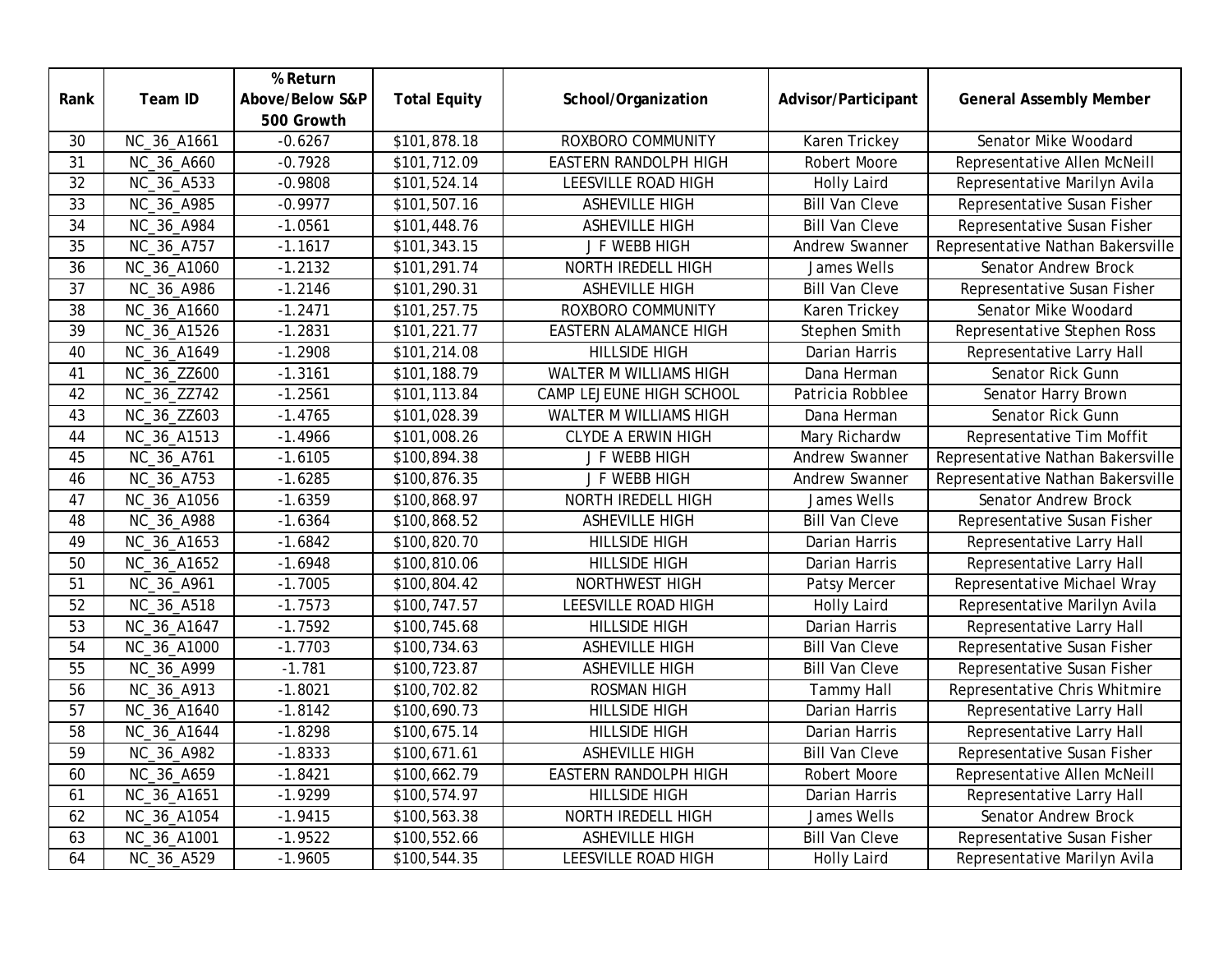| Rank | Team ID | % Return Above/Below S&P 500 Growth | Total Equity | School/Organization | Advisor/Participant | General Assembly Member |
|---|---|---|---|---|---|---|
| 30 | NC_36_A1661 | -0.6267 | $101,878.18 | ROXBORO COMMUNITY | Karen Trickey | Senator Mike Woodard |
| 31 | NC_36_A660 | -0.7928 | $101,712.09 | EASTERN RANDOLPH HIGH | Robert Moore | Representative Allen McNeill |
| 32 | NC_36_A533 | -0.9808 | $101,524.14 | LEESVILLE ROAD HIGH | Holly Laird | Representative Marilyn Avila |
| 33 | NC_36_A985 | -0.9977 | $101,507.16 | ASHEVILLE HIGH | Bill Van Cleve | Representative Susan Fisher |
| 34 | NC_36_A984 | -1.0561 | $101,448.76 | ASHEVILLE HIGH | Bill Van Cleve | Representative Susan Fisher |
| 35 | NC_36_A757 | -1.1617 | $101,343.15 | J F WEBB HIGH | Andrew Swanner | Representative Nathan Bakersville |
| 36 | NC_36_A1060 | -1.2132 | $101,291.74 | NORTH IREDELL HIGH | James Wells | Senator Andrew Brock |
| 37 | NC_36_A986 | -1.2146 | $101,290.31 | ASHEVILLE HIGH | Bill Van Cleve | Representative Susan Fisher |
| 38 | NC_36_A1660 | -1.2471 | $101,257.75 | ROXBORO COMMUNITY | Karen Trickey | Senator Mike Woodard |
| 39 | NC_36_A1526 | -1.2831 | $101,221.77 | EASTERN ALAMANCE HIGH | Stephen Smith | Representative Stephen Ross |
| 40 | NC_36_A1649 | -1.2908 | $101,214.08 | HILLSIDE HIGH | Darian Harris | Representative Larry Hall |
| 41 | NC_36_ZZ600 | -1.3161 | $101,188.79 | WALTER M WILLIAMS HIGH | Dana Herman | Senator Rick Gunn |
| 42 | NC_36_ZZ742 | -1.2561 | $101,113.84 | CAMP LEJEUNE HIGH SCHOOL | Patricia Robblee | Senator Harry Brown |
| 43 | NC_36_ZZ603 | -1.4765 | $101,028.39 | WALTER M WILLIAMS HIGH | Dana Herman | Senator Rick Gunn |
| 44 | NC_36_A1513 | -1.4966 | $101,008.26 | CLYDE A ERWIN HIGH | Mary Richardw | Representative Tim Moffit |
| 45 | NC_36_A761 | -1.6105 | $100,894.38 | J F WEBB HIGH | Andrew Swanner | Representative Nathan Bakersville |
| 46 | NC_36_A753 | -1.6285 | $100,876.35 | J F WEBB HIGH | Andrew Swanner | Representative Nathan Bakersville |
| 47 | NC_36_A1056 | -1.6359 | $100,868.97 | NORTH IREDELL HIGH | James Wells | Senator Andrew Brock |
| 48 | NC_36_A988 | -1.6364 | $100,868.52 | ASHEVILLE HIGH | Bill Van Cleve | Representative Susan Fisher |
| 49 | NC_36_A1653 | -1.6842 | $100,820.70 | HILLSIDE HIGH | Darian Harris | Representative Larry Hall |
| 50 | NC_36_A1652 | -1.6948 | $100,810.06 | HILLSIDE HIGH | Darian Harris | Representative Larry Hall |
| 51 | NC_36_A961 | -1.7005 | $100,804.42 | NORTHWEST HIGH | Patsy Mercer | Representative Michael Wray |
| 52 | NC_36_A518 | -1.7573 | $100,747.57 | LEESVILLE ROAD HIGH | Holly Laird | Representative Marilyn Avila |
| 53 | NC_36_A1647 | -1.7592 | $100,745.68 | HILLSIDE HIGH | Darian Harris | Representative Larry Hall |
| 54 | NC_36_A1000 | -1.7703 | $100,734.63 | ASHEVILLE HIGH | Bill Van Cleve | Representative Susan Fisher |
| 55 | NC_36_A999 | -1.781 | $100,723.87 | ASHEVILLE HIGH | Bill Van Cleve | Representative Susan Fisher |
| 56 | NC_36_A913 | -1.8021 | $100,702.82 | ROSMAN HIGH | Tammy Hall | Representative Chris Whitmire |
| 57 | NC_36_A1640 | -1.8142 | $100,690.73 | HILLSIDE HIGH | Darian Harris | Representative Larry Hall |
| 58 | NC_36_A1644 | -1.8298 | $100,675.14 | HILLSIDE HIGH | Darian Harris | Representative Larry Hall |
| 59 | NC_36_A982 | -1.8333 | $100,671.61 | ASHEVILLE HIGH | Bill Van Cleve | Representative Susan Fisher |
| 60 | NC_36_A659 | -1.8421 | $100,662.79 | EASTERN RANDOLPH HIGH | Robert Moore | Representative Allen McNeill |
| 61 | NC_36_A1651 | -1.9299 | $100,574.97 | HILLSIDE HIGH | Darian Harris | Representative Larry Hall |
| 62 | NC_36_A1054 | -1.9415 | $100,563.38 | NORTH IREDELL HIGH | James Wells | Senator Andrew Brock |
| 63 | NC_36_A1001 | -1.9522 | $100,552.66 | ASHEVILLE HIGH | Bill Van Cleve | Representative Susan Fisher |
| 64 | NC_36_A529 | -1.9605 | $100,544.35 | LEESVILLE ROAD HIGH | Holly Laird | Representative Marilyn Avila |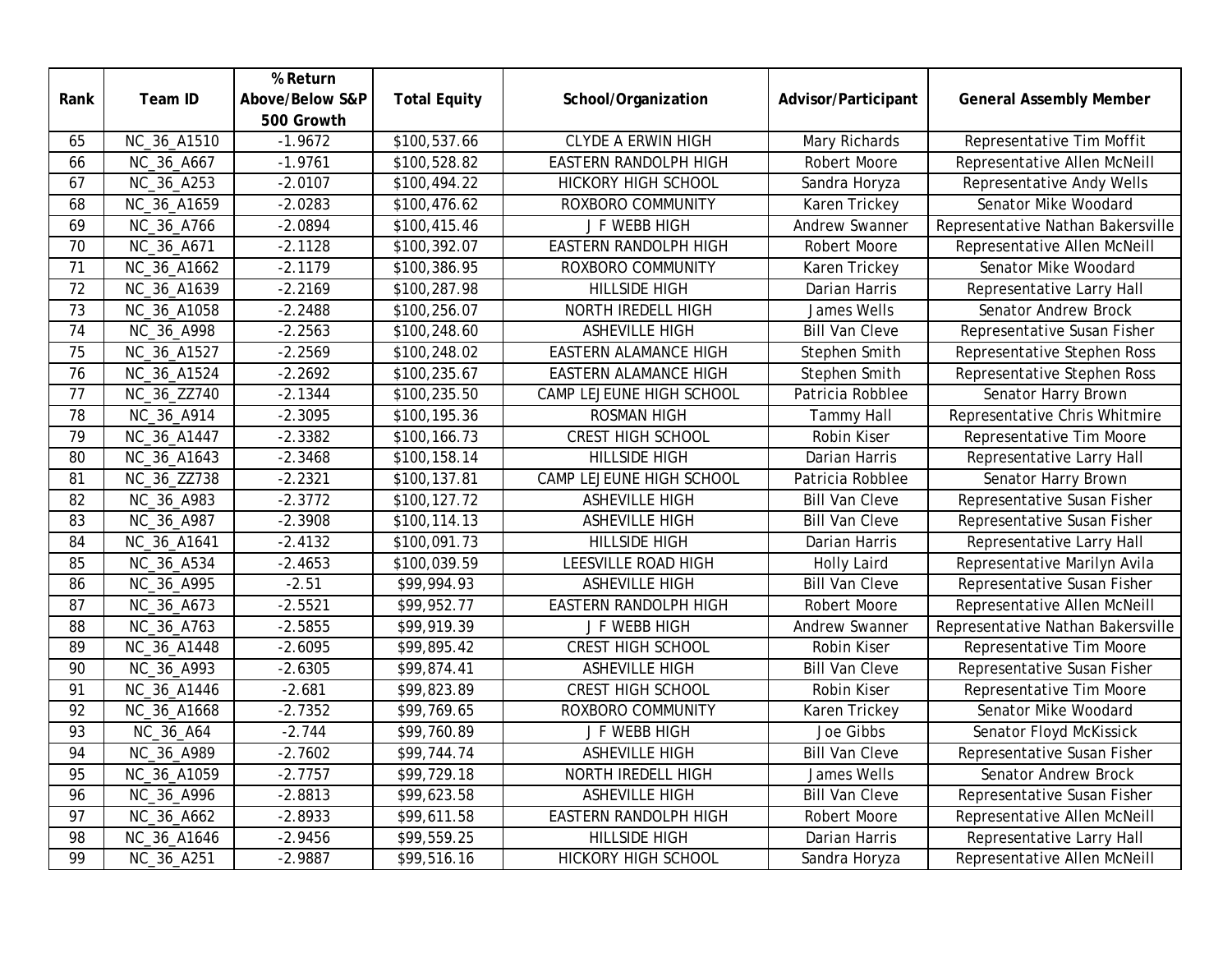| Rank | Team ID | % Return Above/Below S&P 500 Growth | Total Equity | School/Organization | Advisor/Participant | General Assembly Member |
|---|---|---|---|---|---|---|
| 65 | NC_36_A1510 | -1.9672 | $100,537.66 | CLYDE A ERWIN HIGH | Mary Richards | Representative Tim Moffit |
| 66 | NC_36_A667 | -1.9761 | $100,528.82 | EASTERN RANDOLPH HIGH | Robert Moore | Representative Allen McNeill |
| 67 | NC_36_A253 | -2.0107 | $100,494.22 | HICKORY HIGH SCHOOL | Sandra Horyza | Representative Andy Wells |
| 68 | NC_36_A1659 | -2.0283 | $100,476.62 | ROXBORO COMMUNITY | Karen Trickey | Senator Mike Woodard |
| 69 | NC_36_A766 | -2.0894 | $100,415.46 | J F WEBB HIGH | Andrew Swanner | Representative Nathan Bakersville |
| 70 | NC_36_A671 | -2.1128 | $100,392.07 | EASTERN RANDOLPH HIGH | Robert Moore | Representative Allen McNeill |
| 71 | NC_36_A1662 | -2.1179 | $100,386.95 | ROXBORO COMMUNITY | Karen Trickey | Senator Mike Woodard |
| 72 | NC_36_A1639 | -2.2169 | $100,287.98 | HILLSIDE HIGH | Darian Harris | Representative Larry Hall |
| 73 | NC_36_A1058 | -2.2488 | $100,256.07 | NORTH IREDELL HIGH | James Wells | Senator Andrew Brock |
| 74 | NC_36_A998 | -2.2563 | $100,248.60 | ASHEVILLE HIGH | Bill Van Cleve | Representative Susan Fisher |
| 75 | NC_36_A1527 | -2.2569 | $100,248.02 | EASTERN ALAMANCE HIGH | Stephen Smith | Representative Stephen Ross |
| 76 | NC_36_A1524 | -2.2692 | $100,235.67 | EASTERN ALAMANCE HIGH | Stephen Smith | Representative Stephen Ross |
| 77 | NC_36_ZZ740 | -2.1344 | $100,235.50 | CAMP LEJEUNE HIGH SCHOOL | Patricia Robblee | Senator Harry Brown |
| 78 | NC_36_A914 | -2.3095 | $100,195.36 | ROSMAN HIGH | Tammy Hall | Representative Chris Whitmire |
| 79 | NC_36_A1447 | -2.3382 | $100,166.73 | CREST HIGH SCHOOL | Robin Kiser | Representative Tim Moore |
| 80 | NC_36_A1643 | -2.3468 | $100,158.14 | HILLSIDE HIGH | Darian Harris | Representative Larry Hall |
| 81 | NC_36_ZZ738 | -2.2321 | $100,137.81 | CAMP LEJEUNE HIGH SCHOOL | Patricia Robblee | Senator Harry Brown |
| 82 | NC_36_A983 | -2.3772 | $100,127.72 | ASHEVILLE HIGH | Bill Van Cleve | Representative Susan Fisher |
| 83 | NC_36_A987 | -2.3908 | $100,114.13 | ASHEVILLE HIGH | Bill Van Cleve | Representative Susan Fisher |
| 84 | NC_36_A1641 | -2.4132 | $100,091.73 | HILLSIDE HIGH | Darian Harris | Representative Larry Hall |
| 85 | NC_36_A534 | -2.4653 | $100,039.59 | LEESVILLE ROAD HIGH | Holly Laird | Representative Marilyn Avila |
| 86 | NC_36_A995 | -2.51 | $99,994.93 | ASHEVILLE HIGH | Bill Van Cleve | Representative Susan Fisher |
| 87 | NC_36_A673 | -2.5521 | $99,952.77 | EASTERN RANDOLPH HIGH | Robert Moore | Representative Allen McNeill |
| 88 | NC_36_A763 | -2.5855 | $99,919.39 | J F WEBB HIGH | Andrew Swanner | Representative Nathan Bakersville |
| 89 | NC_36_A1448 | -2.6095 | $99,895.42 | CREST HIGH SCHOOL | Robin Kiser | Representative Tim Moore |
| 90 | NC_36_A993 | -2.6305 | $99,874.41 | ASHEVILLE HIGH | Bill Van Cleve | Representative Susan Fisher |
| 91 | NC_36_A1446 | -2.681 | $99,823.89 | CREST HIGH SCHOOL | Robin Kiser | Representative Tim Moore |
| 92 | NC_36_A1668 | -2.7352 | $99,769.65 | ROXBORO COMMUNITY | Karen Trickey | Senator Mike Woodard |
| 93 | NC_36_A64 | -2.744 | $99,760.89 | J F WEBB HIGH | Joe Gibbs | Senator Floyd McKissick |
| 94 | NC_36_A989 | -2.7602 | $99,744.74 | ASHEVILLE HIGH | Bill Van Cleve | Representative Susan Fisher |
| 95 | NC_36_A1059 | -2.7757 | $99,729.18 | NORTH IREDELL HIGH | James Wells | Senator Andrew Brock |
| 96 | NC_36_A996 | -2.8813 | $99,623.58 | ASHEVILLE HIGH | Bill Van Cleve | Representative Susan Fisher |
| 97 | NC_36_A662 | -2.8933 | $99,611.58 | EASTERN RANDOLPH HIGH | Robert Moore | Representative Allen McNeill |
| 98 | NC_36_A1646 | -2.9456 | $99,559.25 | HILLSIDE HIGH | Darian Harris | Representative Larry Hall |
| 99 | NC_36_A251 | -2.9887 | $99,516.16 | HICKORY HIGH SCHOOL | Sandra Horyza | Representative Allen McNeill |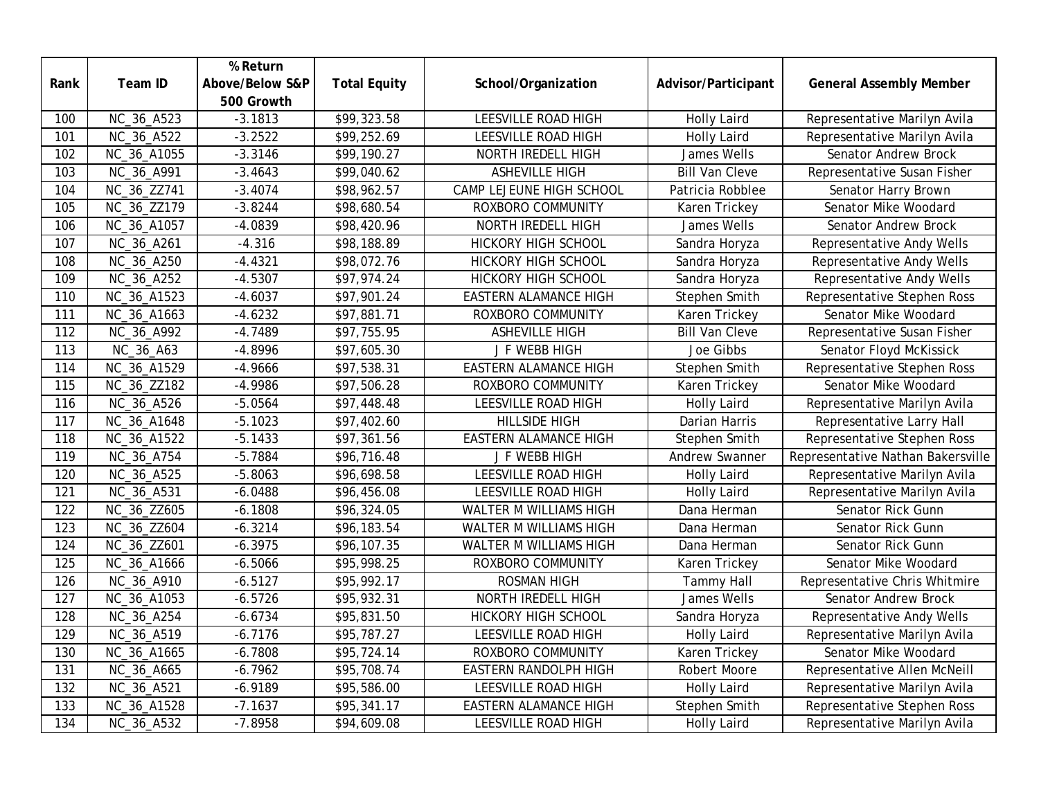| Rank | Team ID | % Return Above/Below S&P 500 Growth | Total Equity | School/Organization | Advisor/Participant | General Assembly Member |
|---|---|---|---|---|---|---|
| 100 | NC_36_A523 | -3.1813 | $99,323.58 | LEESVILLE ROAD HIGH | Holly Laird | Representative Marilyn Avila |
| 101 | NC_36_A522 | -3.2522 | $99,252.69 | LEESVILLE ROAD HIGH | Holly Laird | Representative Marilyn Avila |
| 102 | NC_36_A1055 | -3.3146 | $99,190.27 | NORTH IREDELL HIGH | James Wells | Senator Andrew Brock |
| 103 | NC_36_A991 | -3.4643 | $99,040.62 | ASHEVILLE HIGH | Bill Van Cleve | Representative Susan Fisher |
| 104 | NC_36_ZZ741 | -3.4074 | $98,962.57 | CAMP LEJEUNE HIGH SCHOOL | Patricia Robblee | Senator Harry Brown |
| 105 | NC_36_ZZ179 | -3.8244 | $98,680.54 | ROXBORO COMMUNITY | Karen Trickey | Senator Mike Woodard |
| 106 | NC_36_A1057 | -4.0839 | $98,420.96 | NORTH IREDELL HIGH | James Wells | Senator Andrew Brock |
| 107 | NC_36_A261 | -4.316 | $98,188.89 | HICKORY HIGH SCHOOL | Sandra Horyza | Representative Andy Wells |
| 108 | NC_36_A250 | -4.4321 | $98,072.76 | HICKORY HIGH SCHOOL | Sandra Horyza | Representative Andy Wells |
| 109 | NC_36_A252 | -4.5307 | $97,974.24 | HICKORY HIGH SCHOOL | Sandra Horyza | Representative Andy Wells |
| 110 | NC_36_A1523 | -4.6037 | $97,901.24 | EASTERN ALAMANCE HIGH | Stephen Smith | Representative Stephen Ross |
| 111 | NC_36_A1663 | -4.6232 | $97,881.71 | ROXBORO COMMUNITY | Karen Trickey | Senator Mike Woodard |
| 112 | NC_36_A992 | -4.7489 | $97,755.95 | ASHEVILLE HIGH | Bill Van Cleve | Representative Susan Fisher |
| 113 | NC_36_A63 | -4.8996 | $97,605.30 | J F WEBB HIGH | Joe Gibbs | Senator Floyd McKissick |
| 114 | NC_36_A1529 | -4.9666 | $97,538.31 | EASTERN ALAMANCE HIGH | Stephen Smith | Representative Stephen Ross |
| 115 | NC_36_ZZ182 | -4.9986 | $97,506.28 | ROXBORO COMMUNITY | Karen Trickey | Senator Mike Woodard |
| 116 | NC_36_A526 | -5.0564 | $97,448.48 | LEESVILLE ROAD HIGH | Holly Laird | Representative Marilyn Avila |
| 117 | NC_36_A1648 | -5.1023 | $97,402.60 | HILLSIDE HIGH | Darian Harris | Representative Larry Hall |
| 118 | NC_36_A1522 | -5.1433 | $97,361.56 | EASTERN ALAMANCE HIGH | Stephen Smith | Representative Stephen Ross |
| 119 | NC_36_A754 | -5.7884 | $96,716.48 | J F WEBB HIGH | Andrew Swanner | Representative Nathan Bakersville |
| 120 | NC_36_A525 | -5.8063 | $96,698.58 | LEESVILLE ROAD HIGH | Holly Laird | Representative Marilyn Avila |
| 121 | NC_36_A531 | -6.0488 | $96,456.08 | LEESVILLE ROAD HIGH | Holly Laird | Representative Marilyn Avila |
| 122 | NC_36_ZZ605 | -6.1808 | $96,324.05 | WALTER M WILLIAMS HIGH | Dana Herman | Senator Rick Gunn |
| 123 | NC_36_ZZ604 | -6.3214 | $96,183.54 | WALTER M WILLIAMS HIGH | Dana Herman | Senator Rick Gunn |
| 124 | NC_36_ZZ601 | -6.3975 | $96,107.35 | WALTER M WILLIAMS HIGH | Dana Herman | Senator Rick Gunn |
| 125 | NC_36_A1666 | -6.5066 | $95,998.25 | ROXBORO COMMUNITY | Karen Trickey | Senator Mike Woodard |
| 126 | NC_36_A910 | -6.5127 | $95,992.17 | ROSMAN HIGH | Tammy Hall | Representative Chris Whitmire |
| 127 | NC_36_A1053 | -6.5726 | $95,932.31 | NORTH IREDELL HIGH | James Wells | Senator Andrew Brock |
| 128 | NC_36_A254 | -6.6734 | $95,831.50 | HICKORY HIGH SCHOOL | Sandra Horyza | Representative Andy Wells |
| 129 | NC_36_A519 | -6.7176 | $95,787.27 | LEESVILLE ROAD HIGH | Holly Laird | Representative Marilyn Avila |
| 130 | NC_36_A1665 | -6.7808 | $95,724.14 | ROXBORO COMMUNITY | Karen Trickey | Senator Mike Woodard |
| 131 | NC_36_A665 | -6.7962 | $95,708.74 | EASTERN RANDOLPH HIGH | Robert Moore | Representative Allen McNeill |
| 132 | NC_36_A521 | -6.9189 | $95,586.00 | LEESVILLE ROAD HIGH | Holly Laird | Representative Marilyn Avila |
| 133 | NC_36_A1528 | -7.1637 | $95,341.17 | EASTERN ALAMANCE HIGH | Stephen Smith | Representative Stephen Ross |
| 134 | NC_36_A532 | -7.8958 | $94,609.08 | LEESVILLE ROAD HIGH | Holly Laird | Representative Marilyn Avila |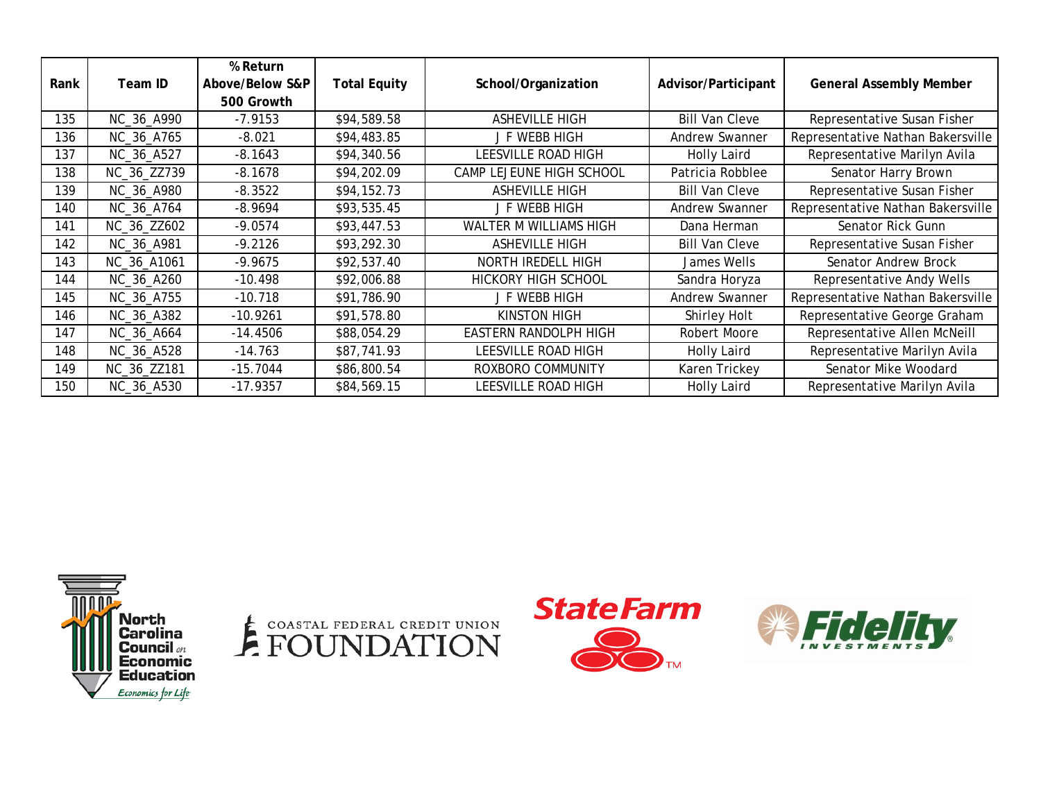| Rank | Team ID | % Return Above/Below S&P 500 Growth | Total Equity | School/Organization | Advisor/Participant | General Assembly Member |
|---|---|---|---|---|---|---|
| 135 | NC_36_A990 | -7.9153 | $94,589.58 | ASHEVILLE HIGH | Bill Van Cleve | Representative Susan Fisher |
| 136 | NC_36_A765 | -8.021 | $94,483.85 | J F WEBB HIGH | Andrew Swanner | Representative Nathan Bakersville |
| 137 | NC_36_A527 | -8.1643 | $94,340.56 | LEESVILLE ROAD HIGH | Holly Laird | Representative Marilyn Avila |
| 138 | NC_36_ZZ739 | -8.1678 | $94,202.09 | CAMP LEJEUNE HIGH SCHOOL | Patricia Robblee | Senator Harry Brown |
| 139 | NC_36_A980 | -8.3522 | $94,152.73 | ASHEVILLE HIGH | Bill Van Cleve | Representative Susan Fisher |
| 140 | NC_36_A764 | -8.9694 | $93,535.45 | J F WEBB HIGH | Andrew Swanner | Representative Nathan Bakersville |
| 141 | NC_36_ZZ602 | -9.0574 | $93,447.53 | WALTER M WILLIAMS HIGH | Dana Herman | Senator Rick Gunn |
| 142 | NC_36_A981 | -9.2126 | $93,292.30 | ASHEVILLE HIGH | Bill Van Cleve | Representative Susan Fisher |
| 143 | NC_36_A1061 | -9.9675 | $92,537.40 | NORTH IREDELL HIGH | James Wells | Senator Andrew Brock |
| 144 | NC_36_A260 | -10.498 | $92,006.88 | HICKORY HIGH SCHOOL | Sandra Horyza | Representative Andy Wells |
| 145 | NC_36_A755 | -10.718 | $91,786.90 | J F WEBB HIGH | Andrew Swanner | Representative Nathan Bakersville |
| 146 | NC_36_A382 | -10.9261 | $91,578.80 | KINSTON HIGH | Shirley Holt | Representative George Graham |
| 147 | NC_36_A664 | -14.4506 | $88,054.29 | EASTERN RANDOLPH HIGH | Robert Moore | Representative Allen McNeill |
| 148 | NC_36_A528 | -14.763 | $87,741.93 | LEESVILLE ROAD HIGH | Holly Laird | Representative Marilyn Avila |
| 149 | NC_36_ZZ181 | -15.7044 | $86,800.54 | ROXBORO COMMUNITY | Karen Trickey | Senator Mike Woodard |
| 150 | NC_36_A530 | -17.9357 | $84,569.15 | LEESVILLE ROAD HIGH | Holly Laird | Representative Marilyn Avila |

North Carolina Council on Economic Education — Economics for Life

COASTAL FEDERAL CREDIT UNION FOUNDATION

State Farm

Fidelity INVESTMENTS